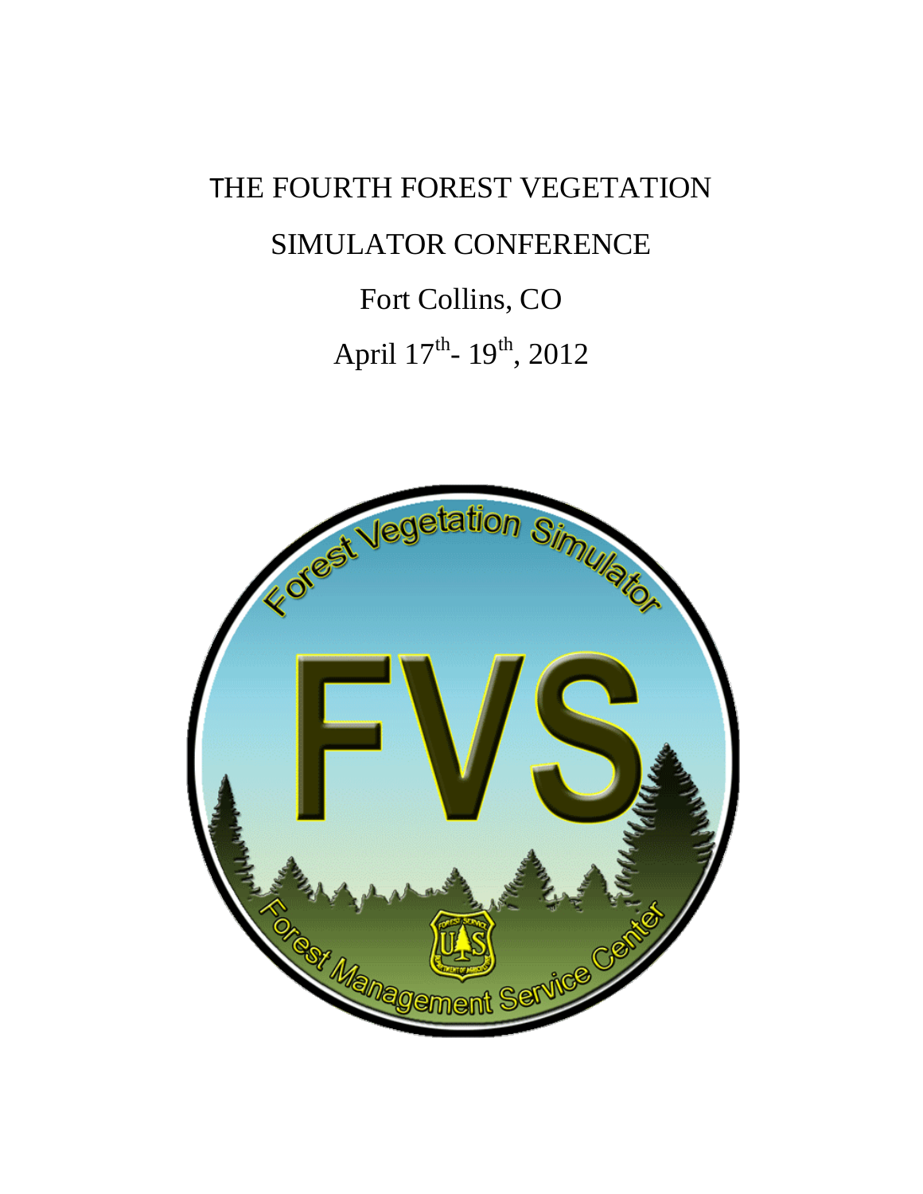# THE FOURTH FOREST VEGETATION SIMULATOR CONFERENCE

Fort Collins, CO

April 17th- 19th, 2012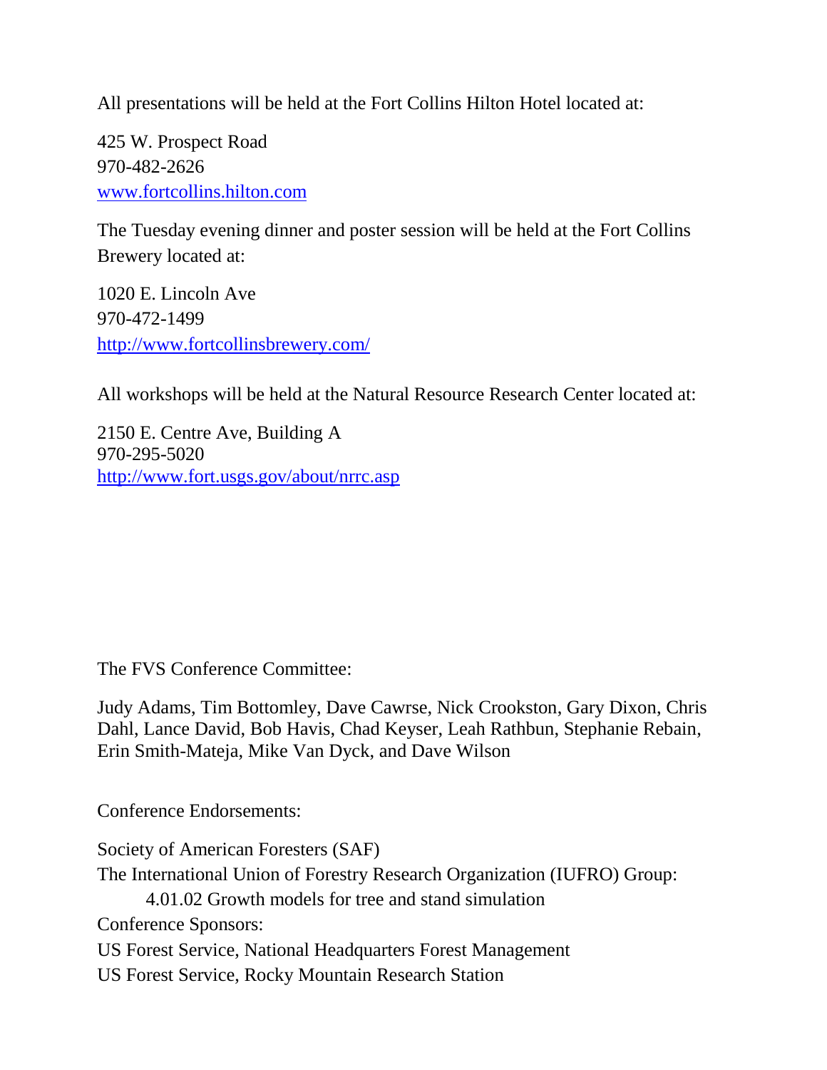All presentations will be held at the Fort Collins Hilton Hotel located at:

425 W. Prospect Road
970-482-2626
www.fortcollins.hilton.com

The Tuesday evening dinner and poster session will be held at the Fort Collins Brewery located at:

1020 E. Lincoln Ave
970-472-1499
http://www.fortcollinsbrewery.com/

All workshops will be held at the Natural Resource Research Center located at:

2150 E. Centre Ave, Building A
970-295-5020
http://www.fort.usgs.gov/about/nrrc.asp

The FVS Conference Committee:

Judy Adams, Tim Bottomley, Dave Cawrse, Nick Crookston, Gary Dixon, Chris Dahl, Lance David, Bob Havis, Chad Keyser, Leah Rathbun, Stephanie Rebain, Erin Smith-Mateja, Mike Van Dyck, and Dave Wilson

Conference Endorsements:

Society of American Foresters (SAF)
The International Union of Forestry Research Organization (IUFRO) Group:
    4.01.02 Growth models for tree and stand simulation

Conference Sponsors:

US Forest Service, National Headquarters Forest Management
US Forest Service, Rocky Mountain Research Station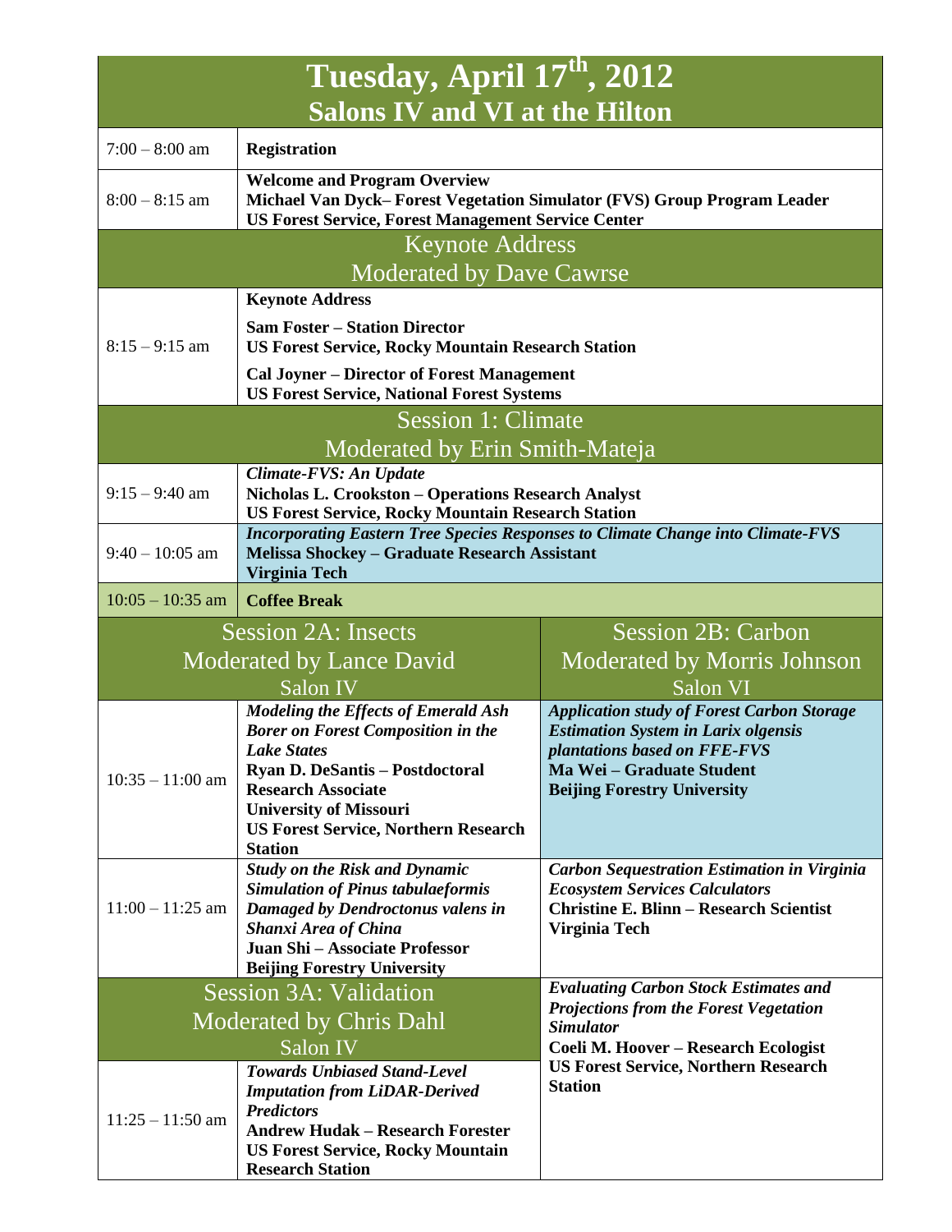# Tuesday, April 17th, 2012
## Salons IV and VI at the Hilton

| Time | Event |
|---|---|
| 7:00 – 8:00 am | **Registration** |
| 8:00 – 8:15 am | **Welcome and Program Overview**<br>**Michael Van Dyck– Forest Vegetation Simulator (FVS) Group Program Leader**<br>**US Forest Service, Forest Management Service Center** |

### Keynote Address
### Moderated by Dave Cawrse

| Time | Event |
|---|---|
| 8:15 – 9:15 am | **Keynote Address**<br>**Sam Foster – Station Director**<br>**US Forest Service, Rocky Mountain Research Station**<br>**Cal Joyner – Director of Forest Management**<br>**US Forest Service, National Forest Systems** |

### Session 1: Climate
### Moderated by Erin Smith-Mateja

| Time | Event |
|---|---|
| 9:15 – 9:40 am | ***Climate-FVS: An Update***<br>**Nicholas L. Crookston – Operations Research Analyst**<br>**US Forest Service, Rocky Mountain Research Station** |
| 9:40 – 10:05 am | ***Incorporating Eastern Tree Species Responses to Climate Change into Climate-FVS***<br>**Melissa Shockey – Graduate Research Assistant**<br>**Virginia Tech** |
| 10:05 – 10:35 am | **Coffee Break** |

| Time | Session 2A: Insects<br>Moderated by Lance David<br>Salon IV | Session 2B: Carbon<br>Moderated by Morris Johnson<br>Salon VI |
|---|---|---|
| 10:35 – 11:00 am | ***Modeling the Effects of Emerald Ash Borer on Forest Composition in the Lake States***<br>**Ryan D. DeSantis – Postdoctoral Research Associate**<br>**University of Missouri**<br>**US Forest Service, Northern Research Station** | ***Application study of Forest Carbon Storage Estimation System in Larix olgensis plantations based on FFE-FVS***<br>**Ma Wei – Graduate Student**<br>**Beijing Forestry University** |
| 11:00 – 11:25 am | ***Study on the Risk and Dynamic Simulation of Pinus tabulaeformis Damaged by Dendroctonus valens in Shanxi Area of China***<br>**Juan Shi – Associate Professor**<br>**Beijing Forestry University** | ***Carbon Sequestration Estimation in Virginia Ecosystem Services Calculators***<br>**Christine E. Blinn – Research Scientist**<br>**Virginia Tech** |
| | **Session 3A: Validation**<br>**Moderated by Chris Dahl**<br>**Salon IV** | ***Evaluating Carbon Stock Estimates and Projections from the Forest Vegetation Simulator***<br>**Coeli M. Hoover – Research Ecologist**<br>**US Forest Service, Northern Research Station** |
| 11:25 – 11:50 am | ***Towards Unbiased Stand-Level Imputation from LiDAR-Derived Predictors***<br>**Andrew Hudak – Research Forester**<br>**US Forest Service, Rocky Mountain Research Station** | |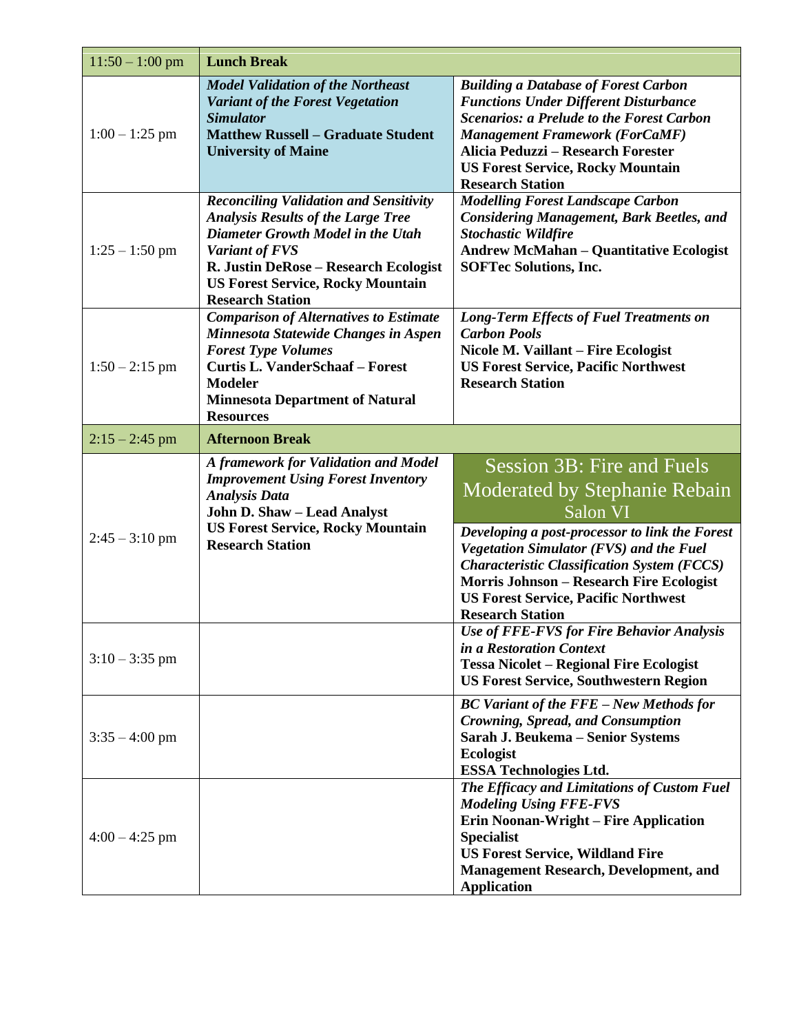| | | |
|---|---|---|
| 11:50 – 1:00 pm | **Lunch Break** | |
| 1:00 – 1:25 pm | ***Model Validation of the Northeast Variant of the Forest Vegetation Simulator***<br>**Matthew Russell – Graduate Student**<br>**University of Maine** | ***Building a Database of Forest Carbon Functions Under Different Disturbance Scenarios: a Prelude to the Forest Carbon Management Framework (ForCaMF)***<br>**Alicia Peduzzi – Research Forester**<br>**US Forest Service, Rocky Mountain Research Station** |
| 1:25 – 1:50 pm | ***Reconciling Validation and Sensitivity Analysis Results of the Large Tree Diameter Growth Model in the Utah Variant of FVS***<br>**R. Justin DeRose – Research Ecologist**<br>**US Forest Service, Rocky Mountain Research Station** | ***Modelling Forest Landscape Carbon Considering Management, Bark Beetles, and Stochastic Wildfire***<br>**Andrew McMahan – Quantitative Ecologist**<br>**SOFTec Solutions, Inc.** |
| 1:50 – 2:15 pm | ***Comparison of Alternatives to Estimate Minnesota Statewide Changes in Aspen Forest Type Volumes***<br>**Curtis L. VanderSchaaf – Forest Modeler**<br>**Minnesota Department of Natural Resources** | ***Long-Term Effects of Fuel Treatments on Carbon Pools***<br>**Nicole M. Vaillant – Fire Ecologist**<br>**US Forest Service, Pacific Northwest Research Station** |
| 2:15 – 2:45 pm | **Afternoon Break** | |
| 2:45 – 3:10 pm | ***A framework for Validation and Model Improvement Using Forest Inventory Analysis Data***<br>**John D. Shaw – Lead Analyst**<br>**US Forest Service, Rocky Mountain Research Station** | Session 3B: Fire and Fuels<br>Moderated by Stephanie Rebain<br>Salon VI<br><br>***Developing a post-processor to link the Forest Vegetation Simulator (FVS) and the Fuel Characteristic Classification System (FCCS)***<br>**Morris Johnson – Research Fire Ecologist**<br>**US Forest Service, Pacific Northwest Research Station** |
| 3:10 – 3:35 pm | | ***Use of FFE-FVS for Fire Behavior Analysis in a Restoration Context***<br>**Tessa Nicolet – Regional Fire Ecologist**<br>**US Forest Service, Southwestern Region** |
| 3:35 – 4:00 pm | | ***BC Variant of the FFE – New Methods for Crowning, Spread, and Consumption***<br>**Sarah J. Beukema – Senior Systems Ecologist**<br>**ESSA Technologies Ltd.** |
| 4:00 – 4:25 pm | | ***The Efficacy and Limitations of Custom Fuel Modeling Using FFE-FVS***<br>**Erin Noonan-Wright – Fire Application Specialist**<br>**US Forest Service, Wildland Fire Management Research, Development, and Application** |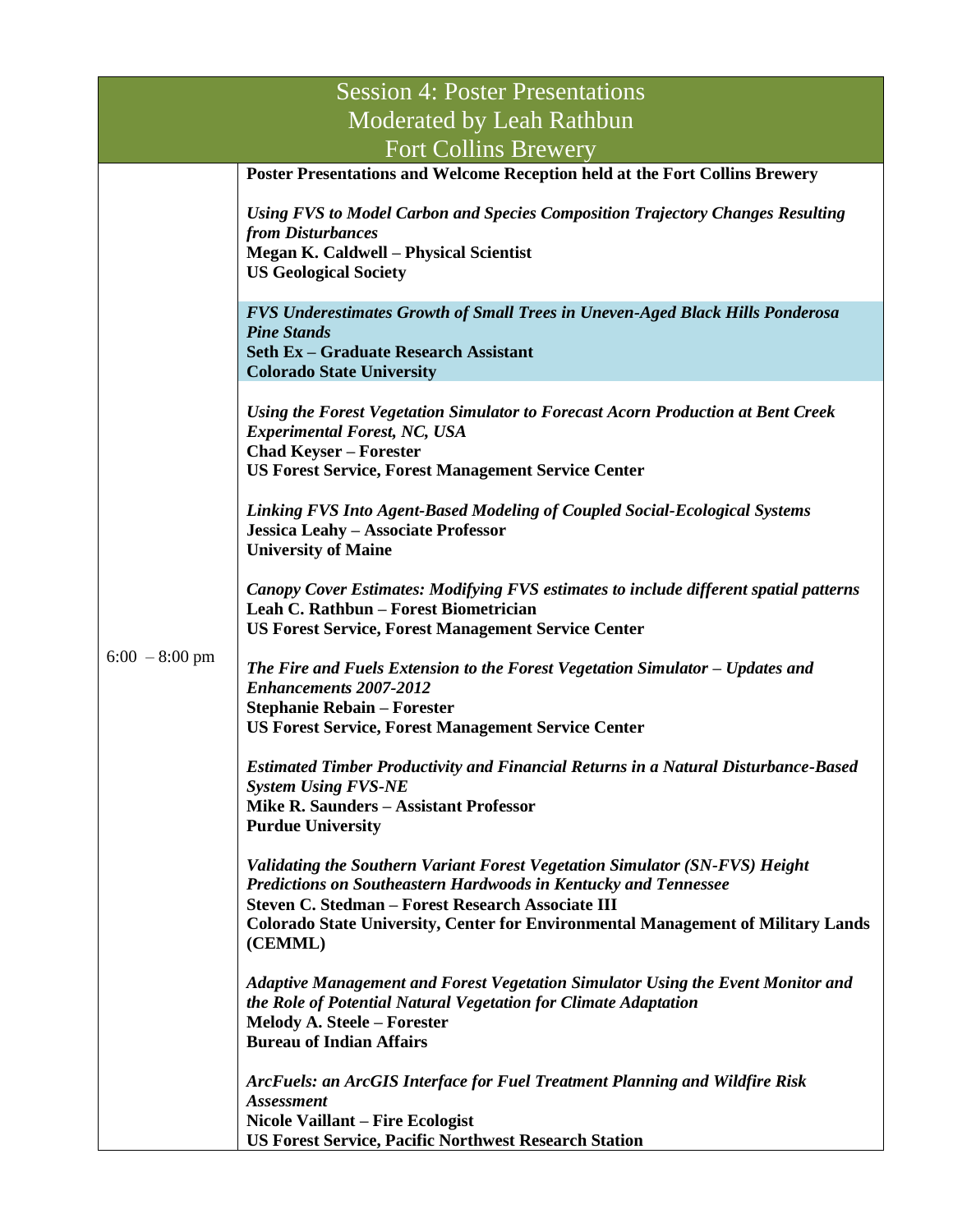| Session 4: Poster Presentations<br>Moderated by Leah Rathbun<br>Fort Collins Brewery | |
|---|---|
| 6:00 – 8:00 pm | **Poster Presentations and Welcome Reception held at the Fort Collins Brewery**<br><br>***Using FVS to Model Carbon and Species Composition Trajectory Changes Resulting from Disturbances***<br>**Megan K. Caldwell – Physical Scientist**<br>**US Geological Society**<br><br>***FVS Underestimates Growth of Small Trees in Uneven-Aged Black Hills Ponderosa Pine Stands***<br>**Seth Ex – Graduate Research Assistant**<br>**Colorado State University**<br><br>***Using the Forest Vegetation Simulator to Forecast Acorn Production at Bent Creek Experimental Forest, NC, USA***<br>**Chad Keyser – Forester**<br>**US Forest Service, Forest Management Service Center**<br><br>***Linking FVS Into Agent-Based Modeling of Coupled Social-Ecological Systems***<br>**Jessica Leahy – Associate Professor**<br>**University of Maine**<br><br>***Canopy Cover Estimates: Modifying FVS estimates to include different spatial patterns***<br>**Leah C. Rathbun – Forest Biometrician**<br>**US Forest Service, Forest Management Service Center**<br><br>***The Fire and Fuels Extension to the Forest Vegetation Simulator – Updates and Enhancements 2007-2012***<br>**Stephanie Rebain – Forester**<br>**US Forest Service, Forest Management Service Center**<br><br>***Estimated Timber Productivity and Financial Returns in a Natural Disturbance-Based System Using FVS-NE***<br>**Mike R. Saunders – Assistant Professor**<br>**Purdue University**<br><br>***Validating the Southern Variant Forest Vegetation Simulator (SN-FVS) Height Predictions on Southeastern Hardwoods in Kentucky and Tennessee***<br>**Steven C. Stedman – Forest Research Associate III**<br>**Colorado State University, Center for Environmental Management of Military Lands (CEMML)**<br><br>***Adaptive Management and Forest Vegetation Simulator Using the Event Monitor and the Role of Potential Natural Vegetation for Climate Adaptation***<br>**Melody A. Steele – Forester**<br>**Bureau of Indian Affairs**<br><br>***ArcFuels: an ArcGIS Interface for Fuel Treatment Planning and Wildfire Risk Assessment***<br>**Nicole Vaillant – Fire Ecologist**<br>**US Forest Service, Pacific Northwest Research Station** |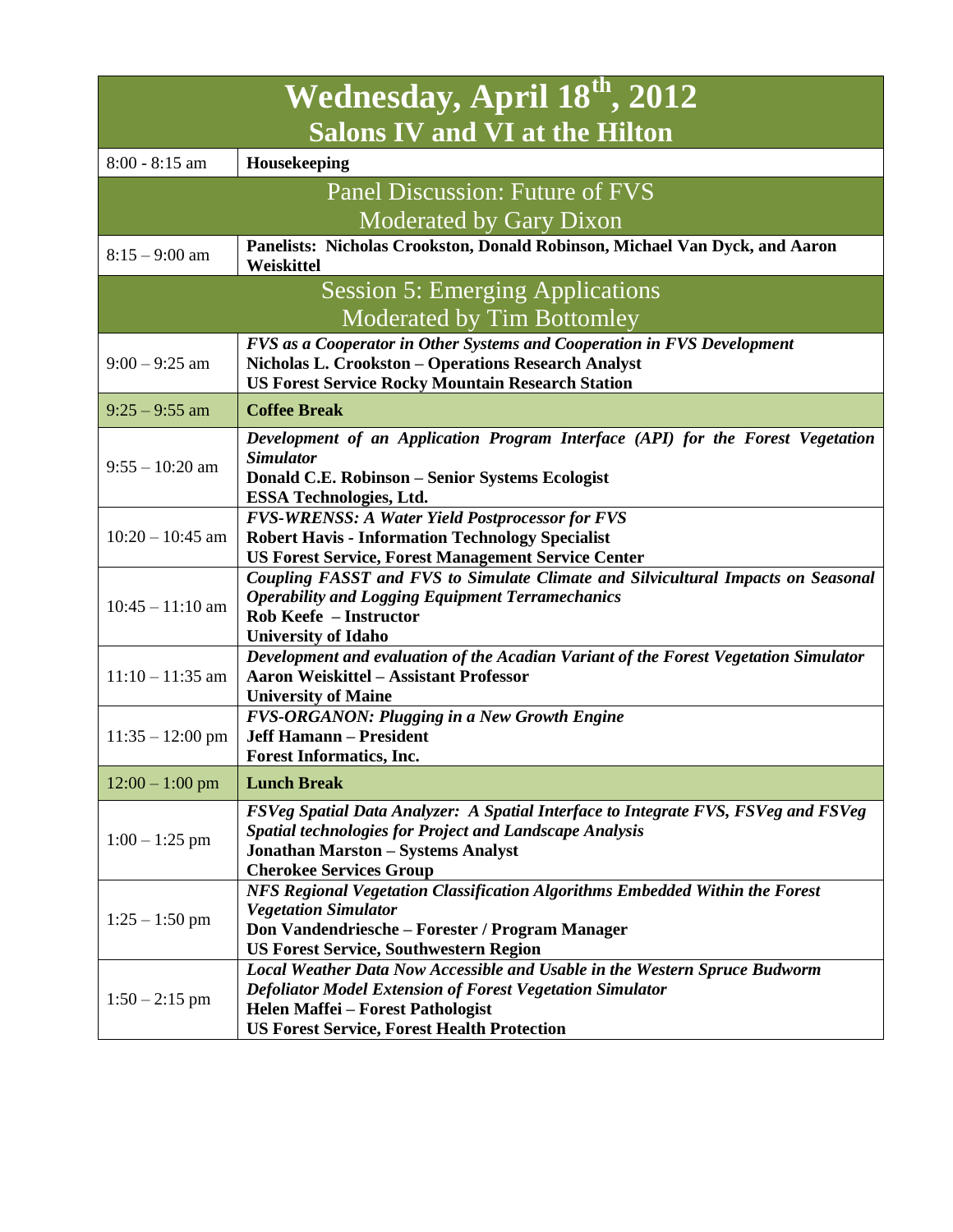| Wednesday, April 18th, 2012<br>Salons IV and VI at the Hilton | |
|---|---|
| 8:00 - 8:15 am | **Housekeeping** |
| **Panel Discussion: Future of FVS<br>Moderated by Gary Dixon** | |
| 8:15 – 9:00 am | **Panelists: Nicholas Crookston, Donald Robinson, Michael Van Dyck, and Aaron Weiskittel** |
| **Session 5: Emerging Applications<br>Moderated by Tim Bottomley** | |
| 9:00 – 9:25 am | ***FVS as a Cooperator in Other Systems and Cooperation in FVS Development***<br>**Nicholas L. Crookston – Operations Research Analyst**<br>**US Forest Service Rocky Mountain Research Station** |
| 9:25 – 9:55 am | **Coffee Break** |
| 9:55 – 10:20 am | ***Development of an Application Program Interface (API) for the Forest Vegetation Simulator***<br>**Donald C.E. Robinson – Senior Systems Ecologist**<br>**ESSA Technologies, Ltd.** |
| 10:20 – 10:45 am | ***FVS-WRENSS: A Water Yield Postprocessor for FVS***<br>**Robert Havis - Information Technology Specialist**<br>**US Forest Service, Forest Management Service Center** |
| 10:45 – 11:10 am | ***Coupling FASST and FVS to Simulate Climate and Silvicultural Impacts on Seasonal Operability and Logging Equipment Terramechanics***<br>**Rob Keefe – Instructor**<br>**University of Idaho** |
| 11:10 – 11:35 am | ***Development and evaluation of the Acadian Variant of the Forest Vegetation Simulator***<br>**Aaron Weiskittel – Assistant Professor**<br>**University of Maine** |
| 11:35 – 12:00 pm | ***FVS-ORGANON: Plugging in a New Growth Engine***<br>**Jeff Hamann – President**<br>**Forest Informatics, Inc.** |
| 12:00 – 1:00 pm | **Lunch Break** |
| 1:00 – 1:25 pm | ***FSVeg Spatial Data Analyzer: A Spatial Interface to Integrate FVS, FSVeg and FSVeg Spatial technologies for Project and Landscape Analysis***<br>**Jonathan Marston – Systems Analyst**<br>**Cherokee Services Group** |
| 1:25 – 1:50 pm | ***NFS Regional Vegetation Classification Algorithms Embedded Within the Forest Vegetation Simulator***<br>**Don Vandendriesche – Forester / Program Manager**<br>**US Forest Service, Southwestern Region** |
| 1:50 – 2:15 pm | ***Local Weather Data Now Accessible and Usable in the Western Spruce Budworm Defoliator Model Extension of Forest Vegetation Simulator***<br>**Helen Maffei – Forest Pathologist**<br>**US Forest Service, Forest Health Protection** |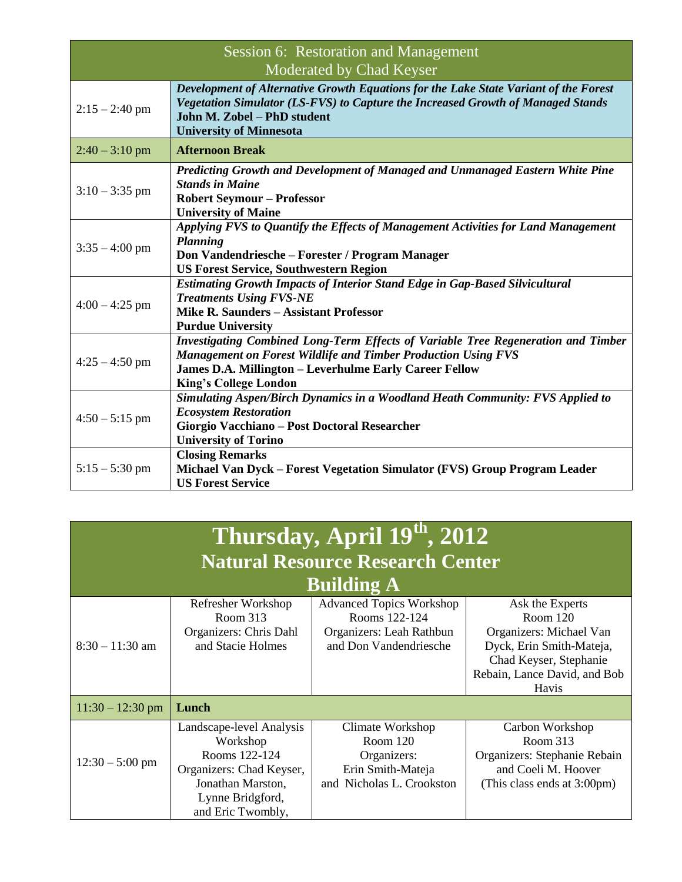| Session 6: Restoration and Management<br>Moderated by Chad Keyser | |
|---|---|
| 2:15 – 2:40 pm | ***Development of Alternative Growth Equations for the Lake State Variant of the Forest Vegetation Simulator (LS-FVS) to Capture the Increased Growth of Managed Stands***<br>**John M. Zobel – PhD student**<br>**University of Minnesota** |
| 2:40 – 3:10 pm | **Afternoon Break** |
| 3:10 – 3:35 pm | ***Predicting Growth and Development of Managed and Unmanaged Eastern White Pine Stands in Maine***<br>**Robert Seymour – Professor**<br>**University of Maine** |
| 3:35 – 4:00 pm | ***Applying FVS to Quantify the Effects of Management Activities for Land Management Planning***<br>**Don Vandendriesche – Forester / Program Manager**<br>**US Forest Service, Southwestern Region** |
| 4:00 – 4:25 pm | ***Estimating Growth Impacts of Interior Stand Edge in Gap-Based Silvicultural Treatments Using FVS-NE***<br>**Mike R. Saunders – Assistant Professor**<br>**Purdue University** |
| 4:25 – 4:50 pm | ***Investigating Combined Long-Term Effects of Variable Tree Regeneration and Timber Management on Forest Wildlife and Timber Production Using FVS***<br>**James D.A. Millington – Leverhulme Early Career Fellow**<br>**King's College London** |
| 4:50 – 5:15 pm | ***Simulating Aspen/Birch Dynamics in a Woodland Heath Community: FVS Applied to Ecosystem Restoration***<br>**Giorgio Vacchiano – Post Doctoral Researcher**<br>**University of Torino** |
| 5:15 – 5:30 pm | **Closing Remarks**<br>**Michael Van Dyck – Forest Vegetation Simulator (FVS) Group Program Leader**<br>**US Forest Service** |

## Thursday, April 19th, 2012
## Natural Resource Research Center
## Building A

| | | | |
|---|---|---|---|
| 8:30 – 11:30 am | Refresher Workshop<br>Room 313<br>Organizers: Chris Dahl and Stacie Holmes | Advanced Topics Workshop<br>Rooms 122-124<br>Organizers: Leah Rathbun and Don Vandendriesche | Ask the Experts<br>Room 120<br>Organizers: Michael Van Dyck, Erin Smith-Mateja, Chad Keyser, Stephanie Rebain, Lance David, and Bob Havis |
| 11:30 – 12:30 pm | **Lunch** | | |
| 12:30 – 5:00 pm | Landscape-level Analysis Workshop<br>Rooms 122-124<br>Organizers: Chad Keyser, Jonathan Marston, Lynne Bridgford, and Eric Twombly, | Climate Workshop<br>Room 120<br>Organizers:<br>Erin Smith-Mateja and Nicholas L. Crookston | Carbon Workshop<br>Room 313<br>Organizers: Stephanie Rebain and Coeli M. Hoover<br>(This class ends at 3:00pm) |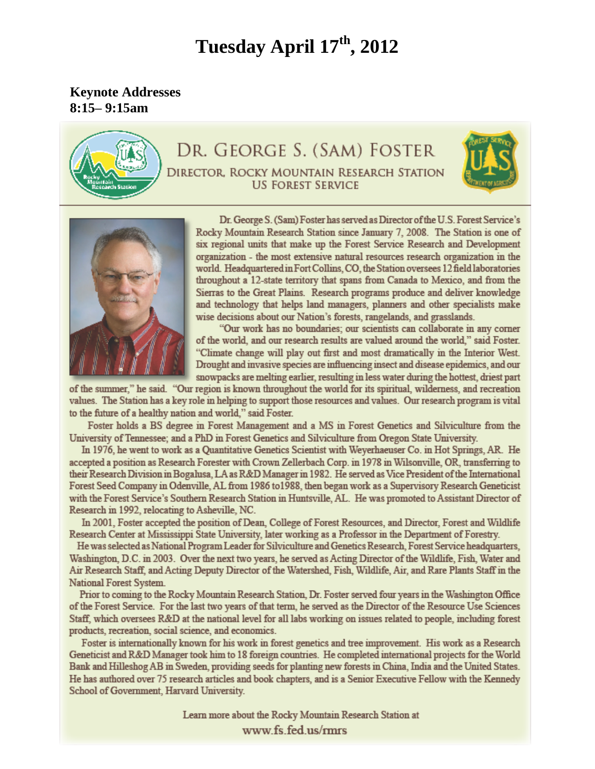# Tuesday April 17th, 2012

**Keynote Addresses**
**8:15– 9:15am**

## DR. GEORGE S. (SAM) FOSTER

DIRECTOR, ROCKY MOUNTAIN RESEARCH STATION
US FOREST SERVICE

Dr. George S. (Sam) Foster has served as Director of the U.S. Forest Service's Rocky Mountain Research Station since January 7, 2008. The Station is one of six regional units that make up the Forest Service Research and Development organization - the most extensive natural resources research organization in the world. Headquartered in Fort Collins, CO, the Station oversees 12 field laboratories throughout a 12-state territory that spans from Canada to Mexico, and from the Sierras to the Great Plains. Research programs produce and deliver knowledge and technology that helps land managers, planners and other specialists make wise decisions about our Nation's forests, rangelands, and grasslands.

"Our work has no boundaries; our scientists can collaborate in any corner of the world, and our research results are valued around the world," said Foster. "Climate change will play out first and most dramatically in the Interior West. Drought and invasive species are influencing insect and disease epidemics, and our snowpacks are melting earlier, resulting in less water during the hottest, driest part of the summer," he said. "Our region is known throughout the world for its spiritual, wilderness, and recreation values. The Station has a key role in helping to support those resources and values. Our research program is vital to the future of a healthy nation and world," said Foster.

Foster holds a BS degree in Forest Management and a MS in Forest Genetics and Silviculture from the University of Tennessee; and a PhD in Forest Genetics and Silviculture from Oregon State University.

In 1976, he went to work as a Quantitative Genetics Scientist with Weyerhaeuser Co. in Hot Springs, AR. He accepted a position as Research Forester with Crown Zellerbach Corp. in 1978 in Wilsonville, OR, transferring to their Research Division in Bogalusa, LA as R&D Manager in 1982. He served as Vice President of the International Forest Seed Company in Odenville, AL from 1986 to1988, then began work as a Supervisory Research Geneticist with the Forest Service's Southern Research Station in Huntsville, AL. He was promoted to Assistant Director of Research in 1992, relocating to Asheville, NC.

In 2001, Foster accepted the position of Dean, College of Forest Resources, and Director, Forest and Wildlife Research Center at Mississippi State University, later working as a Professor in the Department of Forestry.

He was selected as National Program Leader for Silviculture and Genetics Research, Forest Service headquarters, Washington, D.C. in 2003. Over the next two years, he served as Acting Director of the Wildlife, Fish, Water and Air Research Staff, and Acting Deputy Director of the Watershed, Fish, Wildlife, Air, and Rare Plants Staff in the National Forest System.

Prior to coming to the Rocky Mountain Research Station, Dr. Foster served four years in the Washington Office of the Forest Service. For the last two years of that term, he served as the Director of the Resource Use Sciences Staff, which oversees R&D at the national level for all labs working on issues related to people, including forest products, recreation, social science, and economics.

Foster is internationally known for his work in forest genetics and tree improvement. His work as a Research Geneticist and R&D Manager took him to 18 foreign countries. He completed international projects for the World Bank and Hilleshog AB in Sweden, providing seeds for planting new forests in China, India and the United States. He has authored over 75 research articles and book chapters, and is a Senior Executive Fellow with the Kennedy School of Government, Harvard University.

Learn more about the Rocky Mountain Research Station at
www.fs.fed.us/rmrs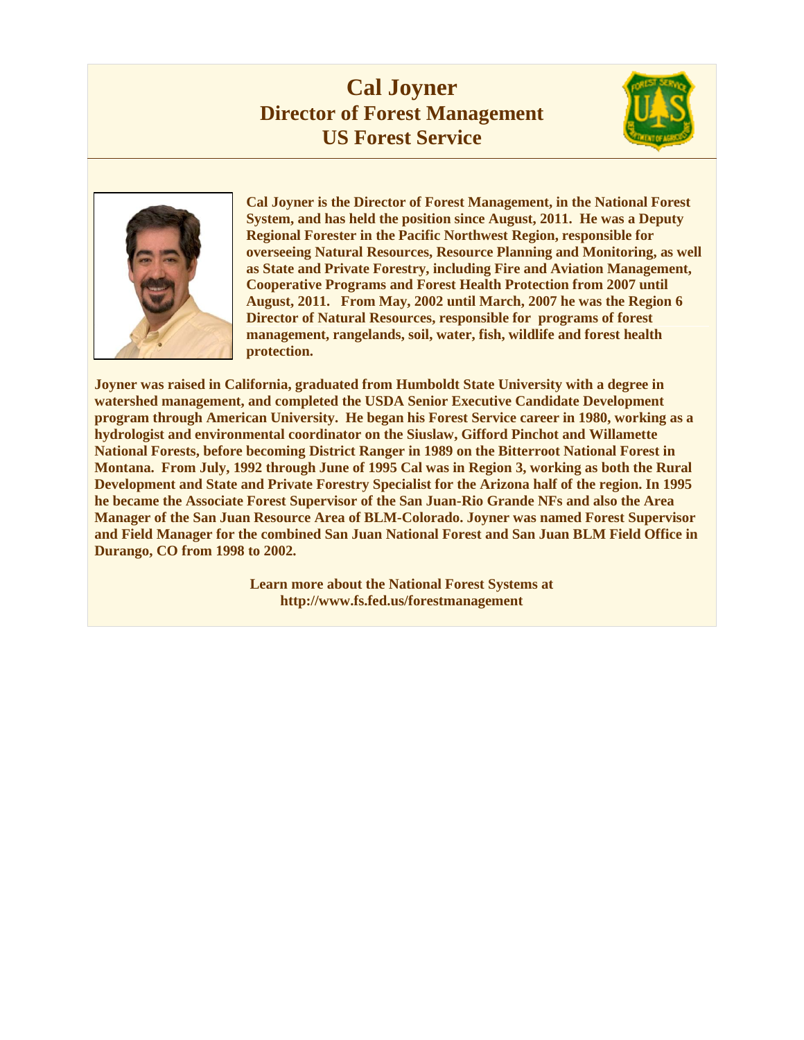# Cal Joyner
## Director of Forest Management
## US Forest Service

**Cal Joyner is the Director of Forest Management, in the National Forest System, and has held the position since August, 2011. He was a Deputy Regional Forester in the Pacific Northwest Region, responsible for overseeing Natural Resources, Resource Planning and Monitoring, as well as State and Private Forestry, including Fire and Aviation Management, Cooperative Programs and Forest Health Protection from 2007 until August, 2011. From May, 2002 until March, 2007 he was the Region 6 Director of Natural Resources, responsible for programs of forest management, rangelands, soil, water, fish, wildlife and forest health protection.**

**Joyner was raised in California, graduated from Humboldt State University with a degree in watershed management, and completed the USDA Senior Executive Candidate Development program through American University. He began his Forest Service career in 1980, working as a hydrologist and environmental coordinator on the Siuslaw, Gifford Pinchot and Willamette National Forests, before becoming District Ranger in 1989 on the Bitterroot National Forest in Montana. From July, 1992 through June of 1995 Cal was in Region 3, working as both the Rural Development and State and Private Forestry Specialist for the Arizona half of the region. In 1995 he became the Associate Forest Supervisor of the San Juan-Rio Grande NFs and also the Area Manager of the San Juan Resource Area of BLM-Colorado. Joyner was named Forest Supervisor and Field Manager for the combined San Juan National Forest and San Juan BLM Field Office in Durango, CO from 1998 to 2002.**

**Learn more about the National Forest Systems at http://www.fs.fed.us/forestmanagement**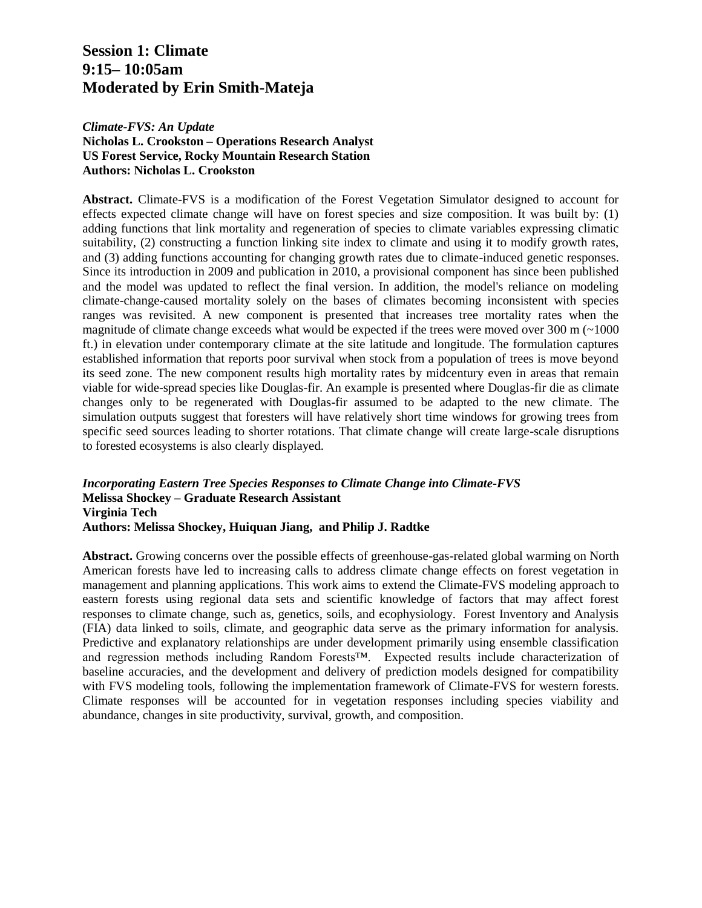## Session 1: Climate
## 9:15– 10:05am
## Moderated by Erin Smith-Mateja

***Climate-FVS: An Update***
**Nicholas L. Crookston – Operations Research Analyst**
**US Forest Service, Rocky Mountain Research Station**
**Authors: Nicholas L. Crookston**

**Abstract.** Climate-FVS is a modification of the Forest Vegetation Simulator designed to account for effects expected climate change will have on forest species and size composition. It was built by: (1) adding functions that link mortality and regeneration of species to climate variables expressing climatic suitability, (2) constructing a function linking site index to climate and using it to modify growth rates, and (3) adding functions accounting for changing growth rates due to climate-induced genetic responses. Since its introduction in 2009 and publication in 2010, a provisional component has since been published and the model was updated to reflect the final version. In addition, the model's reliance on modeling climate-change-caused mortality solely on the bases of climates becoming inconsistent with species ranges was revisited. A new component is presented that increases tree mortality rates when the magnitude of climate change exceeds what would be expected if the trees were moved over 300 m (~1000 ft.) in elevation under contemporary climate at the site latitude and longitude. The formulation captures established information that reports poor survival when stock from a population of trees is move beyond its seed zone. The new component results high mortality rates by midcentury even in areas that remain viable for wide-spread species like Douglas-fir. An example is presented where Douglas-fir die as climate changes only to be regenerated with Douglas-fir assumed to be adapted to the new climate. The simulation outputs suggest that foresters will have relatively short time windows for growing trees from specific seed sources leading to shorter rotations. That climate change will create large-scale disruptions to forested ecosystems is also clearly displayed.

***Incorporating Eastern Tree Species Responses to Climate Change into Climate-FVS***
**Melissa Shockey – Graduate Research Assistant**
**Virginia Tech**
**Authors: Melissa Shockey, Huiquan Jiang, and Philip J. Radtke**

**Abstract.** Growing concerns over the possible effects of greenhouse-gas-related global warming on North American forests have led to increasing calls to address climate change effects on forest vegetation in management and planning applications. This work aims to extend the Climate-FVS modeling approach to eastern forests using regional data sets and scientific knowledge of factors that may affect forest responses to climate change, such as, genetics, soils, and ecophysiology. Forest Inventory and Analysis (FIA) data linked to soils, climate, and geographic data serve as the primary information for analysis. Predictive and explanatory relationships are under development primarily using ensemble classification and regression methods including Random Forests™. Expected results include characterization of baseline accuracies, and the development and delivery of prediction models designed for compatibility with FVS modeling tools, following the implementation framework of Climate-FVS for western forests. Climate responses will be accounted for in vegetation responses including species viability and abundance, changes in site productivity, survival, growth, and composition.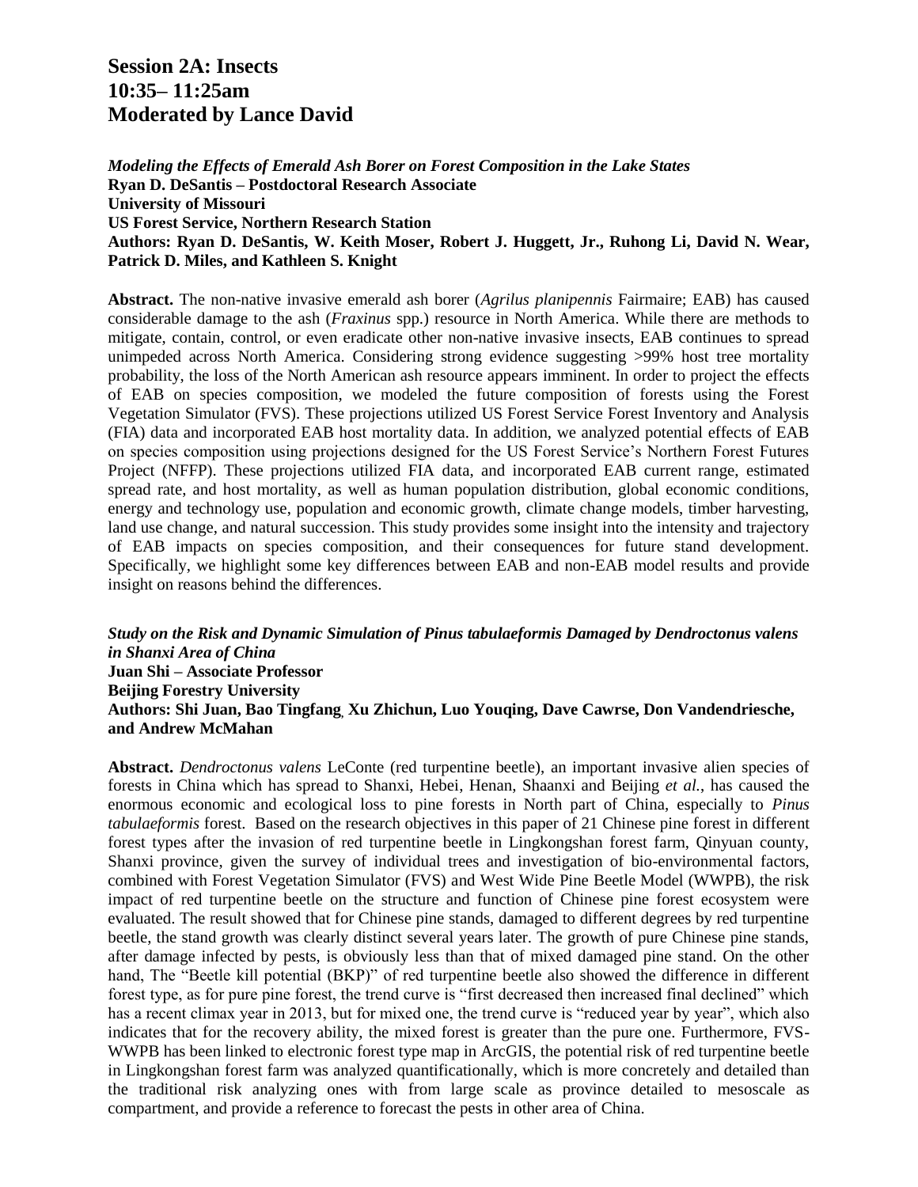## Session 2A: Insects
## 10:35– 11:25am
## Moderated by Lance David

***Modeling the Effects of Emerald Ash Borer on Forest Composition in the Lake States***
**Ryan D. DeSantis – Postdoctoral Research Associate**
**University of Missouri**
**US Forest Service, Northern Research Station**
**Authors: Ryan D. DeSantis, W. Keith Moser, Robert J. Huggett, Jr., Ruhong Li, David N. Wear, Patrick D. Miles, and Kathleen S. Knight**

**Abstract.** The non-native invasive emerald ash borer (*Agrilus planipennis* Fairmaire; EAB) has caused considerable damage to the ash (*Fraxinus* spp.) resource in North America. While there are methods to mitigate, contain, control, or even eradicate other non-native invasive insects, EAB continues to spread unimpeded across North America. Considering strong evidence suggesting >99% host tree mortality probability, the loss of the North American ash resource appears imminent. In order to project the effects of EAB on species composition, we modeled the future composition of forests using the Forest Vegetation Simulator (FVS). These projections utilized US Forest Service Forest Inventory and Analysis (FIA) data and incorporated EAB host mortality data. In addition, we analyzed potential effects of EAB on species composition using projections designed for the US Forest Service's Northern Forest Futures Project (NFFP). These projections utilized FIA data, and incorporated EAB current range, estimated spread rate, and host mortality, as well as human population distribution, global economic conditions, energy and technology use, population and economic growth, climate change models, timber harvesting, land use change, and natural succession. This study provides some insight into the intensity and trajectory of EAB impacts on species composition, and their consequences for future stand development. Specifically, we highlight some key differences between EAB and non-EAB model results and provide insight on reasons behind the differences.

***Study on the Risk and Dynamic Simulation of Pinus tabulaeformis Damaged by Dendroctonus valens in Shanxi Area of China***
**Juan Shi – Associate Professor**
**Beijing Forestry University**
**Authors: Shi Juan, Bao Tingfang, Xu Zhichun, Luo Youqing, Dave Cawrse, Don Vandendriesche, and Andrew McMahan**

**Abstract.** *Dendroctonus valens* LeConte (red turpentine beetle), an important invasive alien species of forests in China which has spread to Shanxi, Hebei, Henan, Shaanxi and Beijing *et al.*, has caused the enormous economic and ecological loss to pine forests in North part of China, especially to *Pinus tabulaeformis* forest. Based on the research objectives in this paper of 21 Chinese pine forest in different forest types after the invasion of red turpentine beetle in Lingkongshan forest farm, Qinyuan county, Shanxi province, given the survey of individual trees and investigation of bio-environmental factors, combined with Forest Vegetation Simulator (FVS) and West Wide Pine Beetle Model (WWPB), the risk impact of red turpentine beetle on the structure and function of Chinese pine forest ecosystem were evaluated. The result showed that for Chinese pine stands, damaged to different degrees by red turpentine beetle, the stand growth was clearly distinct several years later. The growth of pure Chinese pine stands, after damage infected by pests, is obviously less than that of mixed damaged pine stand. On the other hand, The "Beetle kill potential (BKP)" of red turpentine beetle also showed the difference in different forest type, as for pure pine forest, the trend curve is "first decreased then increased final declined" which has a recent climax year in 2013, but for mixed one, the trend curve is "reduced year by year", which also indicates that for the recovery ability, the mixed forest is greater than the pure one. Furthermore, FVS-WWPB has been linked to electronic forest type map in ArcGIS, the potential risk of red turpentine beetle in Lingkongshan forest farm was analyzed quantificationally, which is more concretely and detailed than the traditional risk analyzing ones with from large scale as province detailed to mesoscale as compartment, and provide a reference to forecast the pests in other area of China.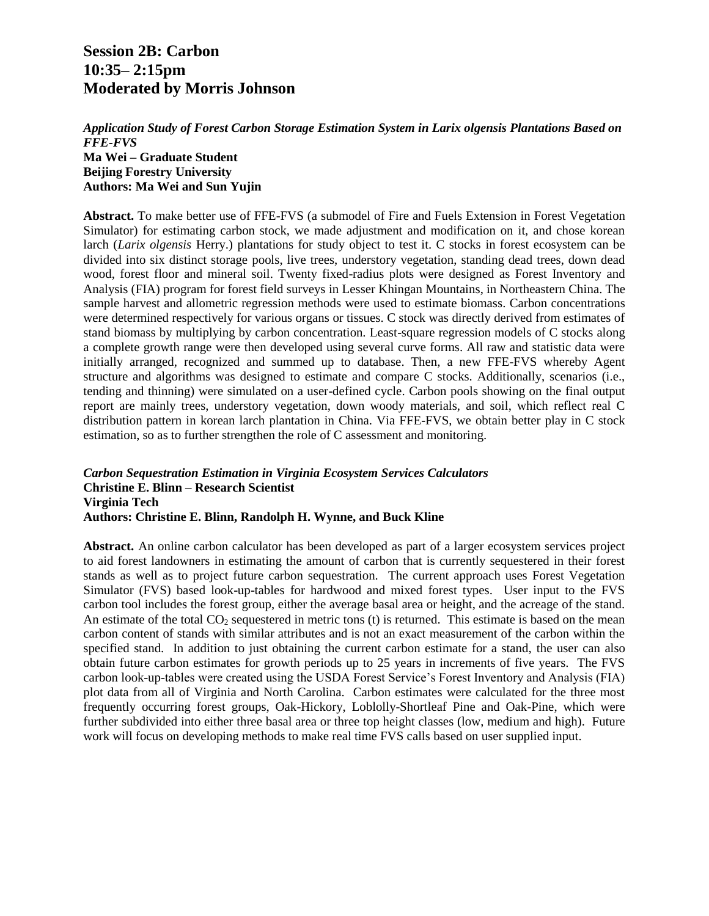# Session 2B: Carbon
# 10:35– 2:15pm
# Moderated by Morris Johnson

***Application Study of Forest Carbon Storage Estimation System in Larix olgensis Plantations Based on FFE-FVS***
**Ma Wei – Graduate Student**
**Beijing Forestry University**
**Authors: Ma Wei and Sun Yujin**

**Abstract.** To make better use of FFE-FVS (a submodel of Fire and Fuels Extension in Forest Vegetation Simulator) for estimating carbon stock, we made adjustment and modification on it, and chose korean larch (*Larix olgensis* Herry.) plantations for study object to test it. C stocks in forest ecosystem can be divided into six distinct storage pools, live trees, understory vegetation, standing dead trees, down dead wood, forest floor and mineral soil. Twenty fixed-radius plots were designed as Forest Inventory and Analysis (FIA) program for forest field surveys in Lesser Khingan Mountains, in Northeastern China. The sample harvest and allometric regression methods were used to estimate biomass. Carbon concentrations were determined respectively for various organs or tissues. C stock was directly derived from estimates of stand biomass by multiplying by carbon concentration. Least-square regression models of C stocks along a complete growth range were then developed using several curve forms. All raw and statistic data were initially arranged, recognized and summed up to database. Then, a new FFE-FVS whereby Agent structure and algorithms was designed to estimate and compare C stocks. Additionally, scenarios (i.e., tending and thinning) were simulated on a user-defined cycle. Carbon pools showing on the final output report are mainly trees, understory vegetation, down woody materials, and soil, which reflect real C distribution pattern in korean larch plantation in China. Via FFE-FVS, we obtain better play in C stock estimation, so as to further strengthen the role of C assessment and monitoring.

***Carbon Sequestration Estimation in Virginia Ecosystem Services Calculators***
**Christine E. Blinn – Research Scientist**
**Virginia Tech**
**Authors: Christine E. Blinn, Randolph H. Wynne, and Buck Kline**

**Abstract.** An online carbon calculator has been developed as part of a larger ecosystem services project to aid forest landowners in estimating the amount of carbon that is currently sequestered in their forest stands as well as to project future carbon sequestration. The current approach uses Forest Vegetation Simulator (FVS) based look-up-tables for hardwood and mixed forest types. User input to the FVS carbon tool includes the forest group, either the average basal area or height, and the acreage of the stand. An estimate of the total $CO_2$ sequestered in metric tons (t) is returned. This estimate is based on the mean carbon content of stands with similar attributes and is not an exact measurement of the carbon within the specified stand. In addition to just obtaining the current carbon estimate for a stand, the user can also obtain future carbon estimates for growth periods up to 25 years in increments of five years. The FVS carbon look-up-tables were created using the USDA Forest Service's Forest Inventory and Analysis (FIA) plot data from all of Virginia and North Carolina. Carbon estimates were calculated for the three most frequently occurring forest groups, Oak-Hickory, Loblolly-Shortleaf Pine and Oak-Pine, which were further subdivided into either three basal area or three top height classes (low, medium and high). Future work will focus on developing methods to make real time FVS calls based on user supplied input.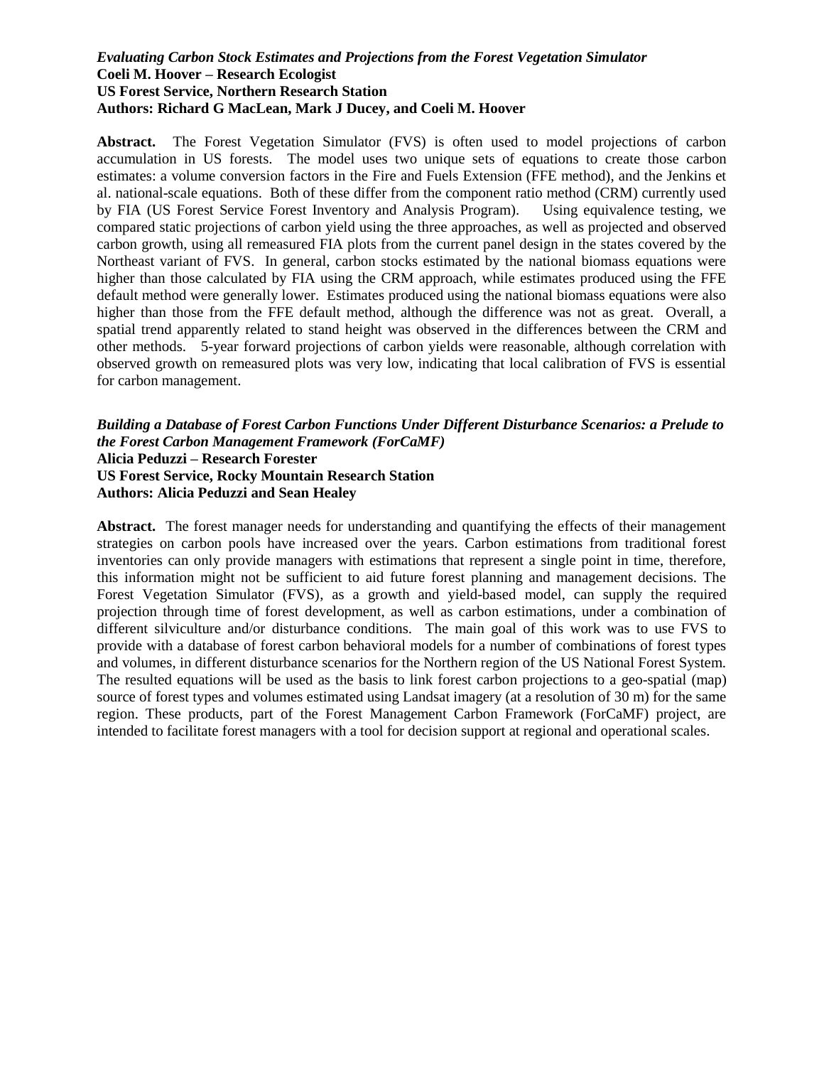***Evaluating Carbon Stock Estimates and Projections from the Forest Vegetation Simulator***
**Coeli M. Hoover – Research Ecologist**
**US Forest Service, Northern Research Station**
**Authors: Richard G MacLean, Mark J Ducey, and Coeli M. Hoover**

**Abstract.** The Forest Vegetation Simulator (FVS) is often used to model projections of carbon accumulation in US forests. The model uses two unique sets of equations to create those carbon estimates: a volume conversion factors in the Fire and Fuels Extension (FFE method), and the Jenkins et al. national-scale equations. Both of these differ from the component ratio method (CRM) currently used by FIA (US Forest Service Forest Inventory and Analysis Program). Using equivalence testing, we compared static projections of carbon yield using the three approaches, as well as projected and observed carbon growth, using all remeasured FIA plots from the current panel design in the states covered by the Northeast variant of FVS. In general, carbon stocks estimated by the national biomass equations were higher than those calculated by FIA using the CRM approach, while estimates produced using the FFE default method were generally lower. Estimates produced using the national biomass equations were also higher than those from the FFE default method, although the difference was not as great. Overall, a spatial trend apparently related to stand height was observed in the differences between the CRM and other methods. 5-year forward projections of carbon yields were reasonable, although correlation with observed growth on remeasured plots was very low, indicating that local calibration of FVS is essential for carbon management.

***Building a Database of Forest Carbon Functions Under Different Disturbance Scenarios: a Prelude to the Forest Carbon Management Framework (ForCaMF)***
**Alicia Peduzzi – Research Forester**
**US Forest Service, Rocky Mountain Research Station**
**Authors: Alicia Peduzzi and Sean Healey**

**Abstract.** The forest manager needs for understanding and quantifying the effects of their management strategies on carbon pools have increased over the years. Carbon estimations from traditional forest inventories can only provide managers with estimations that represent a single point in time, therefore, this information might not be sufficient to aid future forest planning and management decisions. The Forest Vegetation Simulator (FVS), as a growth and yield-based model, can supply the required projection through time of forest development, as well as carbon estimations, under a combination of different silviculture and/or disturbance conditions. The main goal of this work was to use FVS to provide with a database of forest carbon behavioral models for a number of combinations of forest types and volumes, in different disturbance scenarios for the Northern region of the US National Forest System. The resulted equations will be used as the basis to link forest carbon projections to a geo-spatial (map) source of forest types and volumes estimated using Landsat imagery (at a resolution of 30 m) for the same region. These products, part of the Forest Management Carbon Framework (ForCaMF) project, are intended to facilitate forest managers with a tool for decision support at regional and operational scales.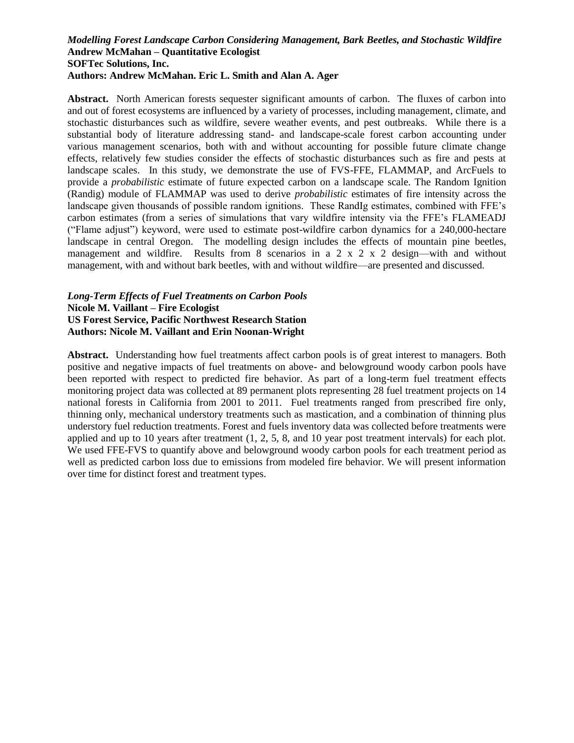***Modelling Forest Landscape Carbon Considering Management, Bark Beetles, and Stochastic Wildfire***
**Andrew McMahan – Quantitative Ecologist**
**SOFTec Solutions, Inc.**
**Authors: Andrew McMahan. Eric L. Smith and Alan A. Ager**

**Abstract.** North American forests sequester significant amounts of carbon. The fluxes of carbon into and out of forest ecosystems are influenced by a variety of processes, including management, climate, and stochastic disturbances such as wildfire, severe weather events, and pest outbreaks. While there is a substantial body of literature addressing stand- and landscape-scale forest carbon accounting under various management scenarios, both with and without accounting for possible future climate change effects, relatively few studies consider the effects of stochastic disturbances such as fire and pests at landscape scales. In this study, we demonstrate the use of FVS-FFE, FLAMMAP, and ArcFuels to provide a *probabilistic* estimate of future expected carbon on a landscape scale. The Random Ignition (Randig) module of FLAMMAP was used to derive *probabilistic* estimates of fire intensity across the landscape given thousands of possible random ignitions. These RandIg estimates, combined with FFE's carbon estimates (from a series of simulations that vary wildfire intensity via the FFE's FLAMEADJ ("Flame adjust") keyword, were used to estimate post-wildfire carbon dynamics for a 240,000-hectare landscape in central Oregon. The modelling design includes the effects of mountain pine beetles, management and wildfire. Results from 8 scenarios in a 2 x 2 x 2 design—with and without management, with and without bark beetles, with and without wildfire—are presented and discussed.

***Long-Term Effects of Fuel Treatments on Carbon Pools***
**Nicole M. Vaillant – Fire Ecologist**
**US Forest Service, Pacific Northwest Research Station**
**Authors: Nicole M. Vaillant and Erin Noonan-Wright**

**Abstract.** Understanding how fuel treatments affect carbon pools is of great interest to managers. Both positive and negative impacts of fuel treatments on above- and belowground woody carbon pools have been reported with respect to predicted fire behavior. As part of a long-term fuel treatment effects monitoring project data was collected at 89 permanent plots representing 28 fuel treatment projects on 14 national forests in California from 2001 to 2011. Fuel treatments ranged from prescribed fire only, thinning only, mechanical understory treatments such as mastication, and a combination of thinning plus understory fuel reduction treatments. Forest and fuels inventory data was collected before treatments were applied and up to 10 years after treatment (1, 2, 5, 8, and 10 year post treatment intervals) for each plot. We used FFE-FVS to quantify above and belowground woody carbon pools for each treatment period as well as predicted carbon loss due to emissions from modeled fire behavior. We will present information over time for distinct forest and treatment types.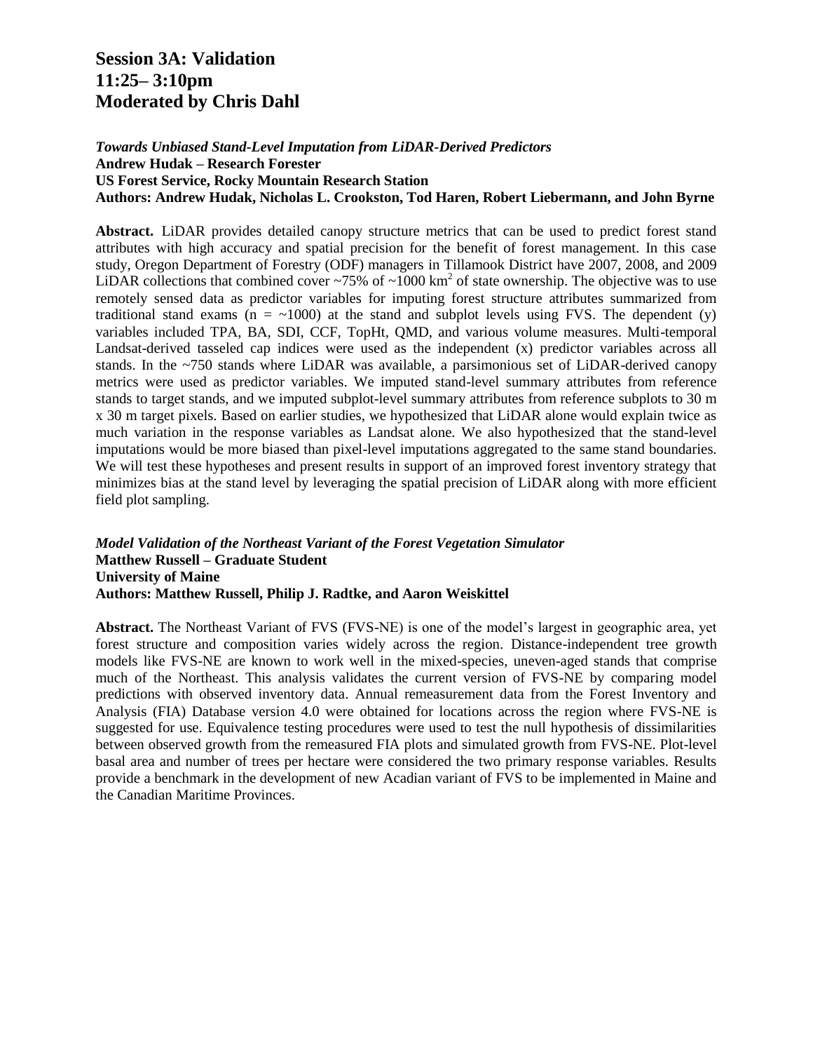# Session 3A: Validation
# 11:25– 3:10pm
# Moderated by Chris Dahl

***Towards Unbiased Stand-Level Imputation from LiDAR-Derived Predictors***
**Andrew Hudak – Research Forester**
**US Forest Service, Rocky Mountain Research Station**
**Authors: Andrew Hudak, Nicholas L. Crookston, Tod Haren, Robert Liebermann, and John Byrne**

**Abstract.** LiDAR provides detailed canopy structure metrics that can be used to predict forest stand attributes with high accuracy and spatial precision for the benefit of forest management. In this case study, Oregon Department of Forestry (ODF) managers in Tillamook District have 2007, 2008, and 2009 LiDAR collections that combined cover ~75% of ~1000 $km^2$ of state ownership. The objective was to use remotely sensed data as predictor variables for imputing forest structure attributes summarized from traditional stand exams (n = ~1000) at the stand and subplot levels using FVS. The dependent (y) variables included TPA, BA, SDI, CCF, TopHt, QMD, and various volume measures. Multi-temporal Landsat-derived tasseled cap indices were used as the independent (x) predictor variables across all stands. In the ~750 stands where LiDAR was available, a parsimonious set of LiDAR-derived canopy metrics were used as predictor variables. We imputed stand-level summary attributes from reference stands to target stands, and we imputed subplot-level summary attributes from reference subplots to 30 m x 30 m target pixels. Based on earlier studies, we hypothesized that LiDAR alone would explain twice as much variation in the response variables as Landsat alone. We also hypothesized that the stand-level imputations would be more biased than pixel-level imputations aggregated to the same stand boundaries. We will test these hypotheses and present results in support of an improved forest inventory strategy that minimizes bias at the stand level by leveraging the spatial precision of LiDAR along with more efficient field plot sampling.

***Model Validation of the Northeast Variant of the Forest Vegetation Simulator***
**Matthew Russell – Graduate Student**
**University of Maine**
**Authors: Matthew Russell, Philip J. Radtke, and Aaron Weiskittel**

**Abstract.** The Northeast Variant of FVS (FVS-NE) is one of the model's largest in geographic area, yet forest structure and composition varies widely across the region. Distance-independent tree growth models like FVS-NE are known to work well in the mixed-species, uneven-aged stands that comprise much of the Northeast. This analysis validates the current version of FVS-NE by comparing model predictions with observed inventory data. Annual remeasurement data from the Forest Inventory and Analysis (FIA) Database version 4.0 were obtained for locations across the region where FVS-NE is suggested for use. Equivalence testing procedures were used to test the null hypothesis of dissimilarities between observed growth from the remeasured FIA plots and simulated growth from FVS-NE. Plot-level basal area and number of trees per hectare were considered the two primary response variables. Results provide a benchmark in the development of new Acadian variant of FVS to be implemented in Maine and the Canadian Maritime Provinces.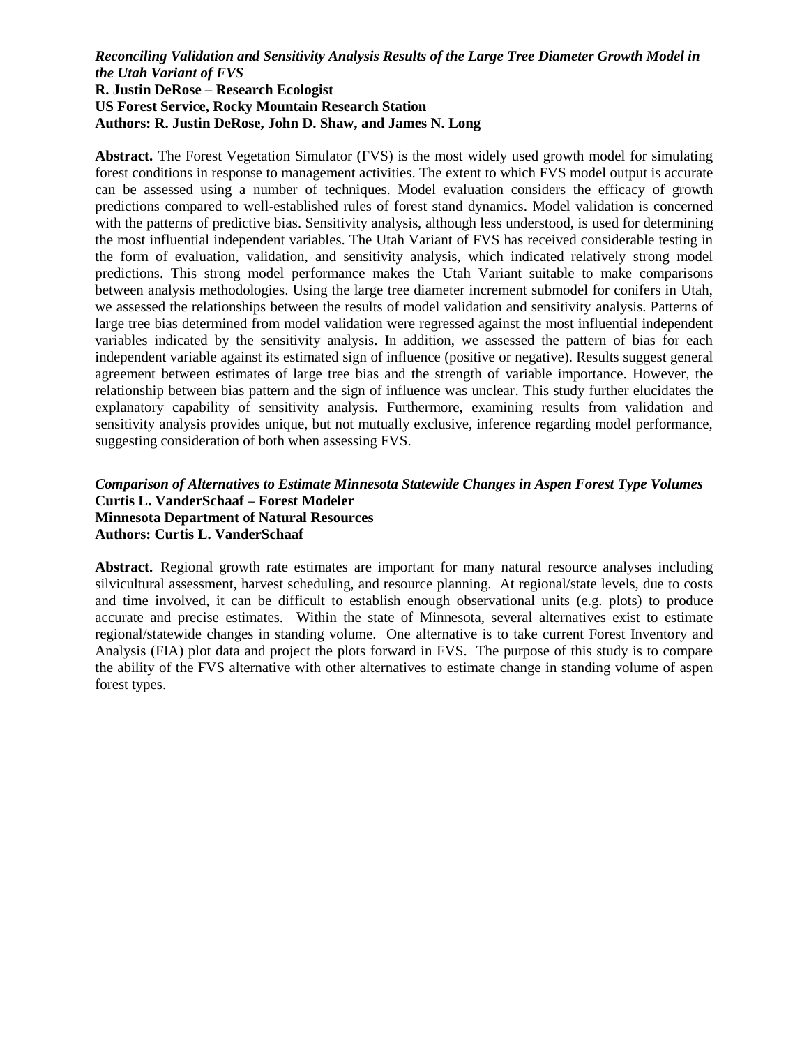***Reconciling Validation and Sensitivity Analysis Results of the Large Tree Diameter Growth Model in the Utah Variant of FVS***
**R. Justin DeRose – Research Ecologist**
**US Forest Service, Rocky Mountain Research Station**
**Authors: R. Justin DeRose, John D. Shaw, and James N. Long**

**Abstract.** The Forest Vegetation Simulator (FVS) is the most widely used growth model for simulating forest conditions in response to management activities. The extent to which FVS model output is accurate can be assessed using a number of techniques. Model evaluation considers the efficacy of growth predictions compared to well-established rules of forest stand dynamics. Model validation is concerned with the patterns of predictive bias. Sensitivity analysis, although less understood, is used for determining the most influential independent variables. The Utah Variant of FVS has received considerable testing in the form of evaluation, validation, and sensitivity analysis, which indicated relatively strong model predictions. This strong model performance makes the Utah Variant suitable to make comparisons between analysis methodologies. Using the large tree diameter increment submodel for conifers in Utah, we assessed the relationships between the results of model validation and sensitivity analysis. Patterns of large tree bias determined from model validation were regressed against the most influential independent variables indicated by the sensitivity analysis. In addition, we assessed the pattern of bias for each independent variable against its estimated sign of influence (positive or negative). Results suggest general agreement between estimates of large tree bias and the strength of variable importance. However, the relationship between bias pattern and the sign of influence was unclear. This study further elucidates the explanatory capability of sensitivity analysis. Furthermore, examining results from validation and sensitivity analysis provides unique, but not mutually exclusive, inference regarding model performance, suggesting consideration of both when assessing FVS.

***Comparison of Alternatives to Estimate Minnesota Statewide Changes in Aspen Forest Type Volumes***
**Curtis L. VanderSchaaf – Forest Modeler**
**Minnesota Department of Natural Resources**
**Authors: Curtis L. VanderSchaaf**

**Abstract.** Regional growth rate estimates are important for many natural resource analyses including silvicultural assessment, harvest scheduling, and resource planning. At regional/state levels, due to costs and time involved, it can be difficult to establish enough observational units (e.g. plots) to produce accurate and precise estimates. Within the state of Minnesota, several alternatives exist to estimate regional/statewide changes in standing volume. One alternative is to take current Forest Inventory and Analysis (FIA) plot data and project the plots forward in FVS. The purpose of this study is to compare the ability of the FVS alternative with other alternatives to estimate change in standing volume of aspen forest types.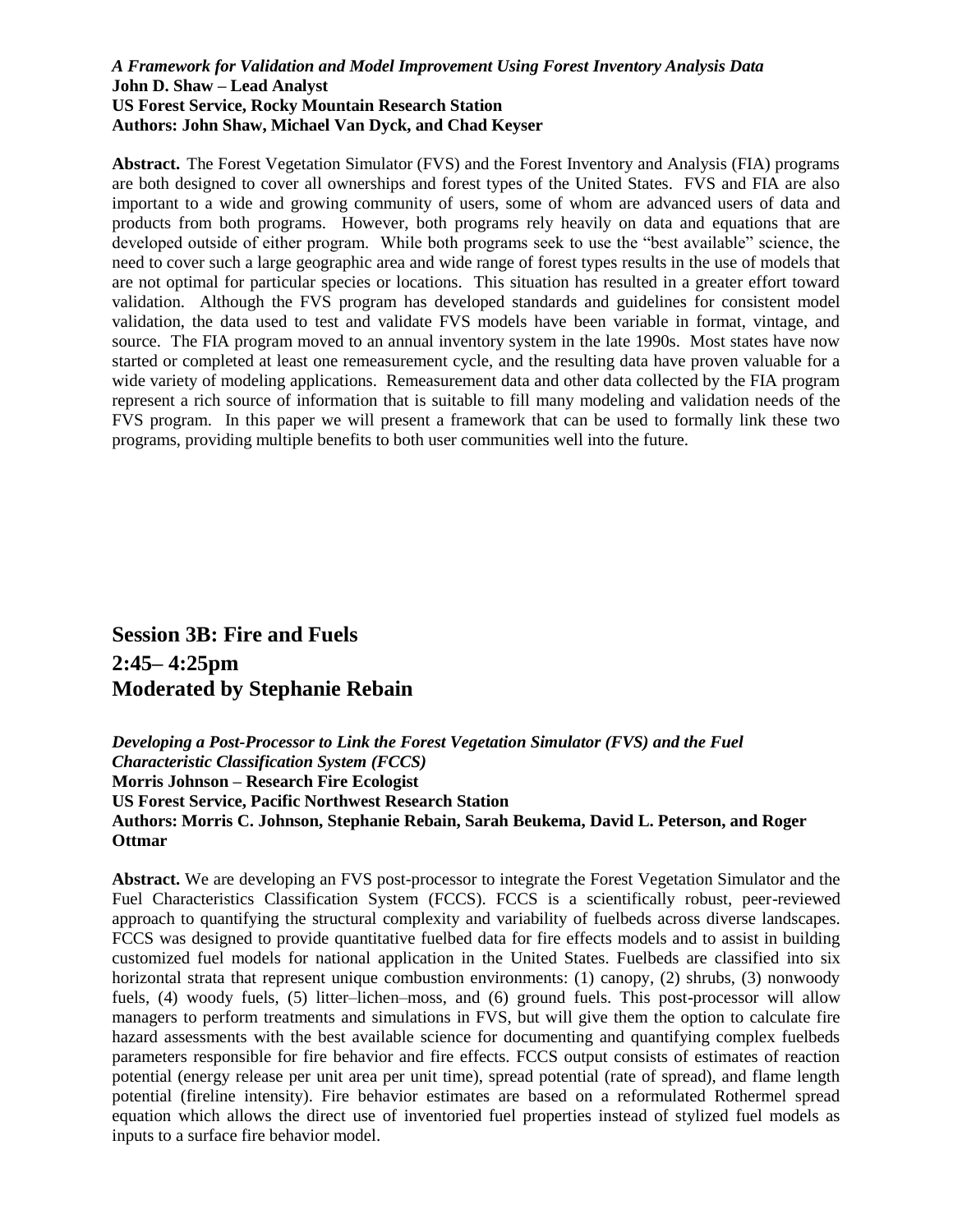***A Framework for Validation and Model Improvement Using Forest Inventory Analysis Data***
**John D. Shaw – Lead Analyst**
**US Forest Service, Rocky Mountain Research Station**
**Authors: John Shaw, Michael Van Dyck, and Chad Keyser**

**Abstract.** The Forest Vegetation Simulator (FVS) and the Forest Inventory and Analysis (FIA) programs are both designed to cover all ownerships and forest types of the United States. FVS and FIA are also important to a wide and growing community of users, some of whom are advanced users of data and products from both programs. However, both programs rely heavily on data and equations that are developed outside of either program. While both programs seek to use the "best available" science, the need to cover such a large geographic area and wide range of forest types results in the use of models that are not optimal for particular species or locations. This situation has resulted in a greater effort toward validation. Although the FVS program has developed standards and guidelines for consistent model validation, the data used to test and validate FVS models have been variable in format, vintage, and source. The FIA program moved to an annual inventory system in the late 1990s. Most states have now started or completed at least one remeasurement cycle, and the resulting data have proven valuable for a wide variety of modeling applications. Remeasurement data and other data collected by the FIA program represent a rich source of information that is suitable to fill many modeling and validation needs of the FVS program. In this paper we will present a framework that can be used to formally link these two programs, providing multiple benefits to both user communities well into the future.

## Session 3B: Fire and Fuels
## 2:45– 4:25pm
## Moderated by Stephanie Rebain

***Developing a Post-Processor to Link the Forest Vegetation Simulator (FVS) and the Fuel Characteristic Classification System (FCCS)***
**Morris Johnson – Research Fire Ecologist**
**US Forest Service, Pacific Northwest Research Station**
**Authors: Morris C. Johnson, Stephanie Rebain, Sarah Beukema, David L. Peterson, and Roger Ottmar**

**Abstract.** We are developing an FVS post-processor to integrate the Forest Vegetation Simulator and the Fuel Characteristics Classification System (FCCS). FCCS is a scientifically robust, peer-reviewed approach to quantifying the structural complexity and variability of fuelbeds across diverse landscapes. FCCS was designed to provide quantitative fuelbed data for fire effects models and to assist in building customized fuel models for national application in the United States. Fuelbeds are classified into six horizontal strata that represent unique combustion environments: (1) canopy, (2) shrubs, (3) nonwoody fuels, (4) woody fuels, (5) litter–lichen–moss, and (6) ground fuels. This post-processor will allow managers to perform treatments and simulations in FVS, but will give them the option to calculate fire hazard assessments with the best available science for documenting and quantifying complex fuelbeds parameters responsible for fire behavior and fire effects. FCCS output consists of estimates of reaction potential (energy release per unit area per unit time), spread potential (rate of spread), and flame length potential (fireline intensity). Fire behavior estimates are based on a reformulated Rothermel spread equation which allows the direct use of inventoried fuel properties instead of stylized fuel models as inputs to a surface fire behavior model.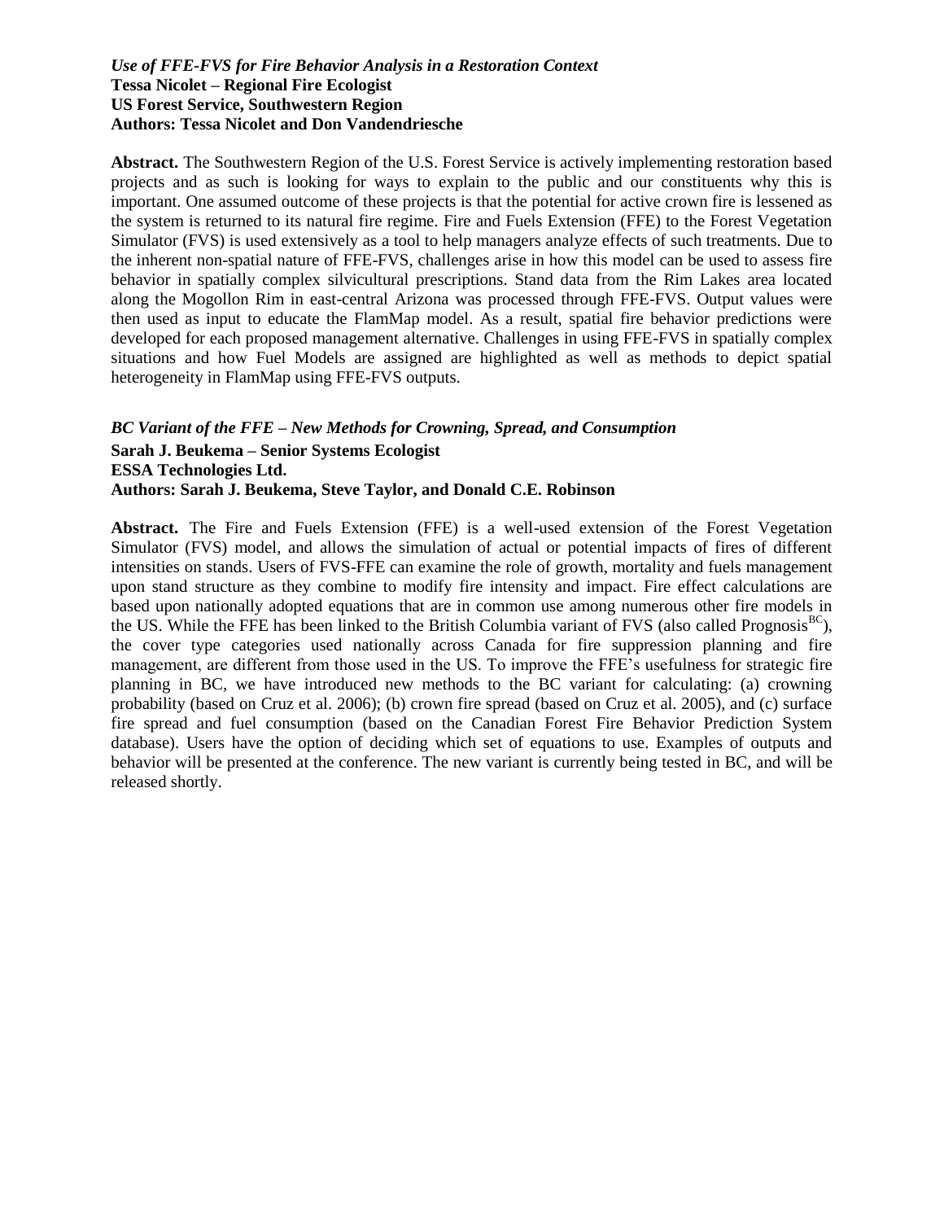***Use of FFE-FVS for Fire Behavior Analysis in a Restoration Context***
**Tessa Nicolet – Regional Fire Ecologist**
**US Forest Service, Southwestern Region**
**Authors: Tessa Nicolet and Don Vandendriesche**

**Abstract.** The Southwestern Region of the U.S. Forest Service is actively implementing restoration based projects and as such is looking for ways to explain to the public and our constituents why this is important. One assumed outcome of these projects is that the potential for active crown fire is lessened as the system is returned to its natural fire regime. Fire and Fuels Extension (FFE) to the Forest Vegetation Simulator (FVS) is used extensively as a tool to help managers analyze effects of such treatments. Due to the inherent non-spatial nature of FFE-FVS, challenges arise in how this model can be used to assess fire behavior in spatially complex silvicultural prescriptions. Stand data from the Rim Lakes area located along the Mogollon Rim in east-central Arizona was processed through FFE-FVS. Output values were then used as input to educate the FlamMap model. As a result, spatial fire behavior predictions were developed for each proposed management alternative. Challenges in using FFE-FVS in spatially complex situations and how Fuel Models are assigned are highlighted as well as methods to depict spatial heterogeneity in FlamMap using FFE-FVS outputs.

***BC Variant of the FFE – New Methods for Crowning, Spread, and Consumption***
**Sarah J. Beukema – Senior Systems Ecologist**
**ESSA Technologies Ltd.**
**Authors: Sarah J. Beukema, Steve Taylor, and Donald C.E. Robinson**

**Abstract.** The Fire and Fuels Extension (FFE) is a well-used extension of the Forest Vegetation Simulator (FVS) model, and allows the simulation of actual or potential impacts of fires of different intensities on stands. Users of FVS-FFE can examine the role of growth, mortality and fuels management upon stand structure as they combine to modify fire intensity and impact. Fire effect calculations are based upon nationally adopted equations that are in common use among numerous other fire models in the US. While the FFE has been linked to the British Columbia variant of FVS (also called Prognosis[BC]), the cover type categories used nationally across Canada for fire suppression planning and fire management, are different from those used in the US. To improve the FFE's usefulness for strategic fire planning in BC, we have introduced new methods to the BC variant for calculating: (a) crowning probability (based on Cruz et al. 2006); (b) crown fire spread (based on Cruz et al. 2005), and (c) surface fire spread and fuel consumption (based on the Canadian Forest Fire Behavior Prediction System database). Users have the option of deciding which set of equations to use. Examples of outputs and behavior will be presented at the conference. The new variant is currently being tested in BC, and will be released shortly.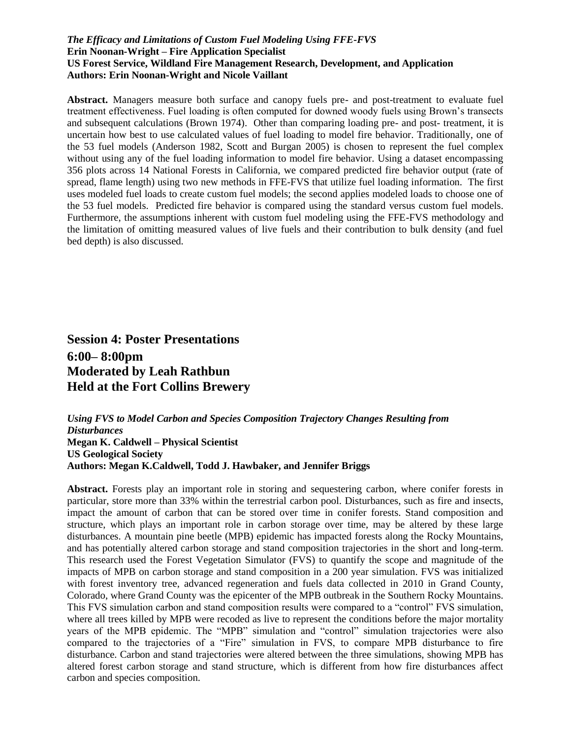***The Efficacy and Limitations of Custom Fuel Modeling Using FFE-FVS***
**Erin Noonan-Wright – Fire Application Specialist**
**US Forest Service, Wildland Fire Management Research, Development, and Application**
**Authors: Erin Noonan-Wright and Nicole Vaillant**

**Abstract.** Managers measure both surface and canopy fuels pre- and post-treatment to evaluate fuel treatment effectiveness. Fuel loading is often computed for downed woody fuels using Brown's transects and subsequent calculations (Brown 1974). Other than comparing loading pre- and post- treatment, it is uncertain how best to use calculated values of fuel loading to model fire behavior. Traditionally, one of the 53 fuel models (Anderson 1982, Scott and Burgan 2005) is chosen to represent the fuel complex without using any of the fuel loading information to model fire behavior. Using a dataset encompassing 356 plots across 14 National Forests in California, we compared predicted fire behavior output (rate of spread, flame length) using two new methods in FFE-FVS that utilize fuel loading information. The first uses modeled fuel loads to create custom fuel models; the second applies modeled loads to choose one of the 53 fuel models. Predicted fire behavior is compared using the standard versus custom fuel models. Furthermore, the assumptions inherent with custom fuel modeling using the FFE-FVS methodology and the limitation of omitting measured values of live fuels and their contribution to bulk density (and fuel bed depth) is also discussed.

## Session 4: Poster Presentations
## 6:00– 8:00pm
## Moderated by Leah Rathbun
## Held at the Fort Collins Brewery

***Using FVS to Model Carbon and Species Composition Trajectory Changes Resulting from Disturbances***
**Megan K. Caldwell – Physical Scientist**
**US Geological Society**
**Authors: Megan K.Caldwell, Todd J. Hawbaker, and Jennifer Briggs**

**Abstract.** Forests play an important role in storing and sequestering carbon, where conifer forests in particular, store more than 33% within the terrestrial carbon pool. Disturbances, such as fire and insects, impact the amount of carbon that can be stored over time in conifer forests. Stand composition and structure, which plays an important role in carbon storage over time, may be altered by these large disturbances. A mountain pine beetle (MPB) epidemic has impacted forests along the Rocky Mountains, and has potentially altered carbon storage and stand composition trajectories in the short and long-term. This research used the Forest Vegetation Simulator (FVS) to quantify the scope and magnitude of the impacts of MPB on carbon storage and stand composition in a 200 year simulation. FVS was initialized with forest inventory tree, advanced regeneration and fuels data collected in 2010 in Grand County, Colorado, where Grand County was the epicenter of the MPB outbreak in the Southern Rocky Mountains. This FVS simulation carbon and stand composition results were compared to a "control" FVS simulation, where all trees killed by MPB were recoded as live to represent the conditions before the major mortality years of the MPB epidemic. The "MPB" simulation and "control" simulation trajectories were also compared to the trajectories of a "Fire" simulation in FVS, to compare MPB disturbance to fire disturbance. Carbon and stand trajectories were altered between the three simulations, showing MPB has altered forest carbon storage and stand structure, which is different from how fire disturbances affect carbon and species composition.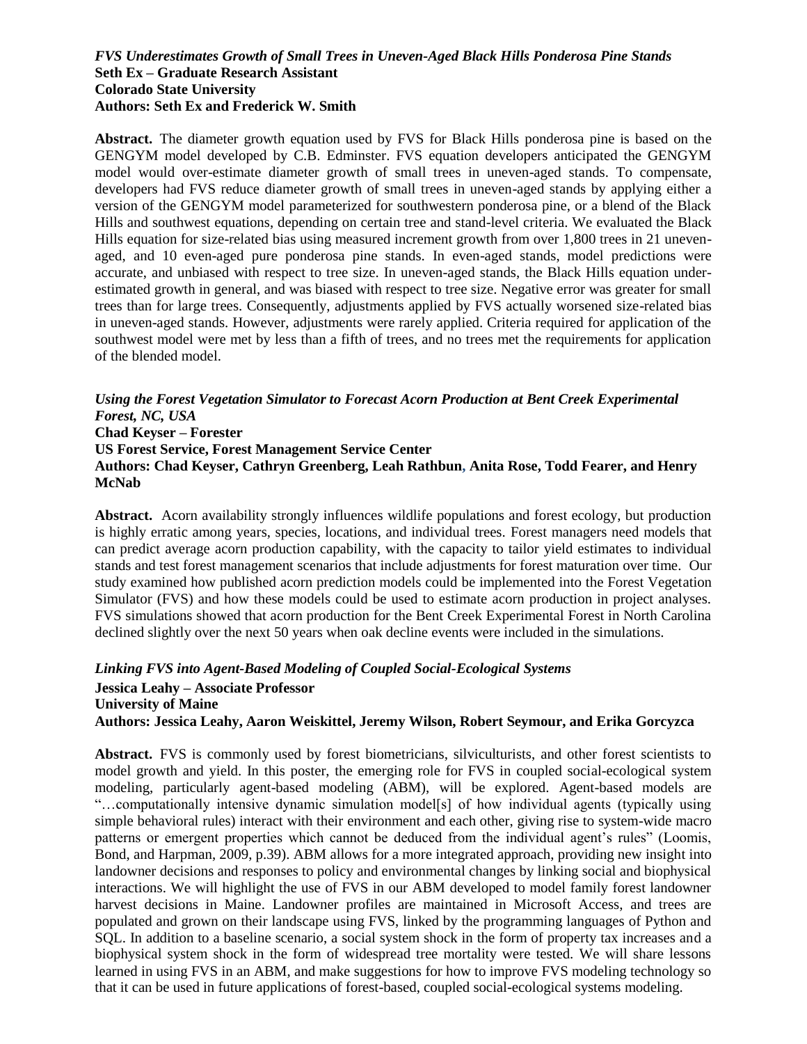### *FVS Underestimates Growth of Small Trees in Uneven-Aged Black Hills Ponderosa Pine Stands*

**Seth Ex – Graduate Research Assistant**
**Colorado State University**
**Authors: Seth Ex and Frederick W. Smith**

**Abstract.** The diameter growth equation used by FVS for Black Hills ponderosa pine is based on the GENGYM model developed by C.B. Edminster. FVS equation developers anticipated the GENGYM model would over-estimate diameter growth of small trees in uneven-aged stands. To compensate, developers had FVS reduce diameter growth of small trees in uneven-aged stands by applying either a version of the GENGYM model parameterized for southwestern ponderosa pine, or a blend of the Black Hills and southwest equations, depending on certain tree and stand-level criteria. We evaluated the Black Hills equation for size-related bias using measured increment growth from over 1,800 trees in 21 uneven-aged, and 10 even-aged pure ponderosa pine stands. In even-aged stands, model predictions were accurate, and unbiased with respect to tree size. In uneven-aged stands, the Black Hills equation under-estimated growth in general, and was biased with respect to tree size. Negative error was greater for small trees than for large trees. Consequently, adjustments applied by FVS actually worsened size-related bias in uneven-aged stands. However, adjustments were rarely applied. Criteria required for application of the southwest model were met by less than a fifth of trees, and no trees met the requirements for application of the blended model.

### *Using the Forest Vegetation Simulator to Forecast Acorn Production at Bent Creek Experimental Forest, NC, USA*

**Chad Keyser – Forester**
**US Forest Service, Forest Management Service Center**
**Authors: Chad Keyser, Cathryn Greenberg, Leah Rathbun, Anita Rose, Todd Fearer, and Henry McNab**

**Abstract.** Acorn availability strongly influences wildlife populations and forest ecology, but production is highly erratic among years, species, locations, and individual trees. Forest managers need models that can predict average acorn production capability, with the capacity to tailor yield estimates to individual stands and test forest management scenarios that include adjustments for forest maturation over time. Our study examined how published acorn prediction models could be implemented into the Forest Vegetation Simulator (FVS) and how these models could be used to estimate acorn production in project analyses. FVS simulations showed that acorn production for the Bent Creek Experimental Forest in North Carolina declined slightly over the next 50 years when oak decline events were included in the simulations.

### *Linking FVS into Agent-Based Modeling of Coupled Social-Ecological Systems*

**Jessica Leahy – Associate Professor**
**University of Maine**
**Authors: Jessica Leahy, Aaron Weiskittel, Jeremy Wilson, Robert Seymour, and Erika Gorcyzca**

**Abstract.** FVS is commonly used by forest biometricians, silviculturists, and other forest scientists to model growth and yield. In this poster, the emerging role for FVS in coupled social-ecological system modeling, particularly agent-based modeling (ABM), will be explored. Agent-based models are "…computationally intensive dynamic simulation model[s] of how individual agents (typically using simple behavioral rules) interact with their environment and each other, giving rise to system-wide macro patterns or emergent properties which cannot be deduced from the individual agent's rules" (Loomis, Bond, and Harpman, 2009, p.39). ABM allows for a more integrated approach, providing new insight into landowner decisions and responses to policy and environmental changes by linking social and biophysical interactions. We will highlight the use of FVS in our ABM developed to model family forest landowner harvest decisions in Maine. Landowner profiles are maintained in Microsoft Access, and trees are populated and grown on their landscape using FVS, linked by the programming languages of Python and SQL. In addition to a baseline scenario, a social system shock in the form of property tax increases and a biophysical system shock in the form of widespread tree mortality were tested. We will share lessons learned in using FVS in an ABM, and make suggestions for how to improve FVS modeling technology so that it can be used in future applications of forest-based, coupled social-ecological systems modeling.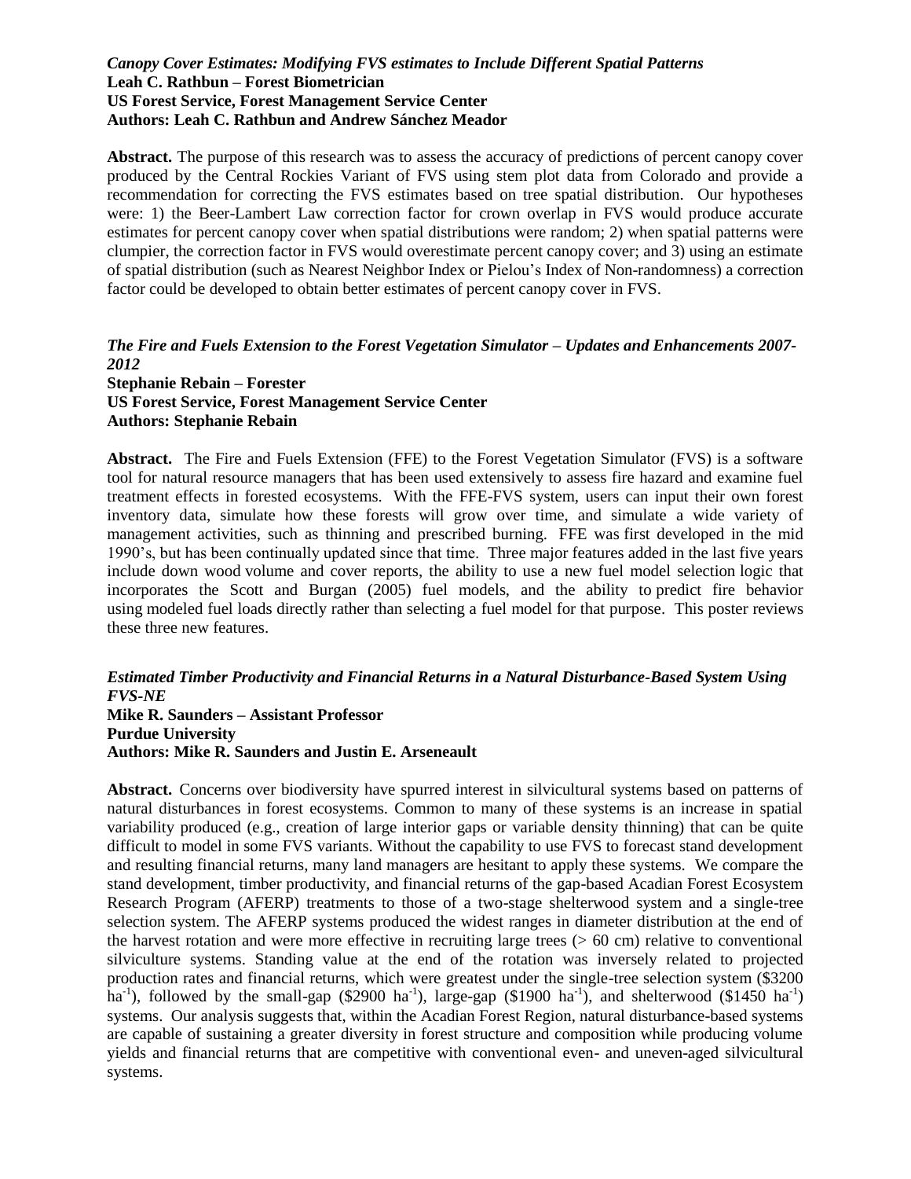***Canopy Cover Estimates: Modifying FVS estimates to Include Different Spatial Patterns***
**Leah C. Rathbun – Forest Biometrician**
**US Forest Service, Forest Management Service Center**
**Authors: Leah C. Rathbun and Andrew Sánchez Meador**

**Abstract.** The purpose of this research was to assess the accuracy of predictions of percent canopy cover produced by the Central Rockies Variant of FVS using stem plot data from Colorado and provide a recommendation for correcting the FVS estimates based on tree spatial distribution. Our hypotheses were: 1) the Beer-Lambert Law correction factor for crown overlap in FVS would produce accurate estimates for percent canopy cover when spatial distributions were random; 2) when spatial patterns were clumpier, the correction factor in FVS would overestimate percent canopy cover; and 3) using an estimate of spatial distribution (such as Nearest Neighbor Index or Pielou's Index of Non-randomness) a correction factor could be developed to obtain better estimates of percent canopy cover in FVS.

***The Fire and Fuels Extension to the Forest Vegetation Simulator – Updates and Enhancements 2007-2012***
**Stephanie Rebain – Forester**
**US Forest Service, Forest Management Service Center**
**Authors: Stephanie Rebain**

**Abstract.** The Fire and Fuels Extension (FFE) to the Forest Vegetation Simulator (FVS) is a software tool for natural resource managers that has been used extensively to assess fire hazard and examine fuel treatment effects in forested ecosystems. With the FFE-FVS system, users can input their own forest inventory data, simulate how these forests will grow over time, and simulate a wide variety of management activities, such as thinning and prescribed burning. FFE was first developed in the mid 1990's, but has been continually updated since that time. Three major features added in the last five years include down wood volume and cover reports, the ability to use a new fuel model selection logic that incorporates the Scott and Burgan (2005) fuel models, and the ability to predict fire behavior using modeled fuel loads directly rather than selecting a fuel model for that purpose. This poster reviews these three new features.

***Estimated Timber Productivity and Financial Returns in a Natural Disturbance-Based System Using FVS-NE***
**Mike R. Saunders – Assistant Professor**
**Purdue University**
**Authors: Mike R. Saunders and Justin E. Arseneault**

**Abstract.** Concerns over biodiversity have spurred interest in silvicultural systems based on patterns of natural disturbances in forest ecosystems. Common to many of these systems is an increase in spatial variability produced (e.g., creation of large interior gaps or variable density thinning) that can be quite difficult to model in some FVS variants. Without the capability to use FVS to forecast stand development and resulting financial returns, many land managers are hesitant to apply these systems. We compare the stand development, timber productivity, and financial returns of the gap-based Acadian Forest Ecosystem Research Program (AFERP) treatments to those of a two-stage shelterwood system and a single-tree selection system. The AFERP systems produced the widest ranges in diameter distribution at the end of the harvest rotation and were more effective in recruiting large trees (> 60 cm) relative to conventional silviculture systems. Standing value at the end of the rotation was inversely related to projected production rates and financial returns, which were greatest under the single-tree selection system (\$3200 $ha^{-1}$), followed by the small-gap (\$2900 $ha^{-1}$), large-gap (\$1900 $ha^{-1}$), and shelterwood (\$1450 $ha^{-1}$) systems. Our analysis suggests that, within the Acadian Forest Region, natural disturbance-based systems are capable of sustaining a greater diversity in forest structure and composition while producing volume yields and financial returns that are competitive with conventional even- and uneven-aged silvicultural systems.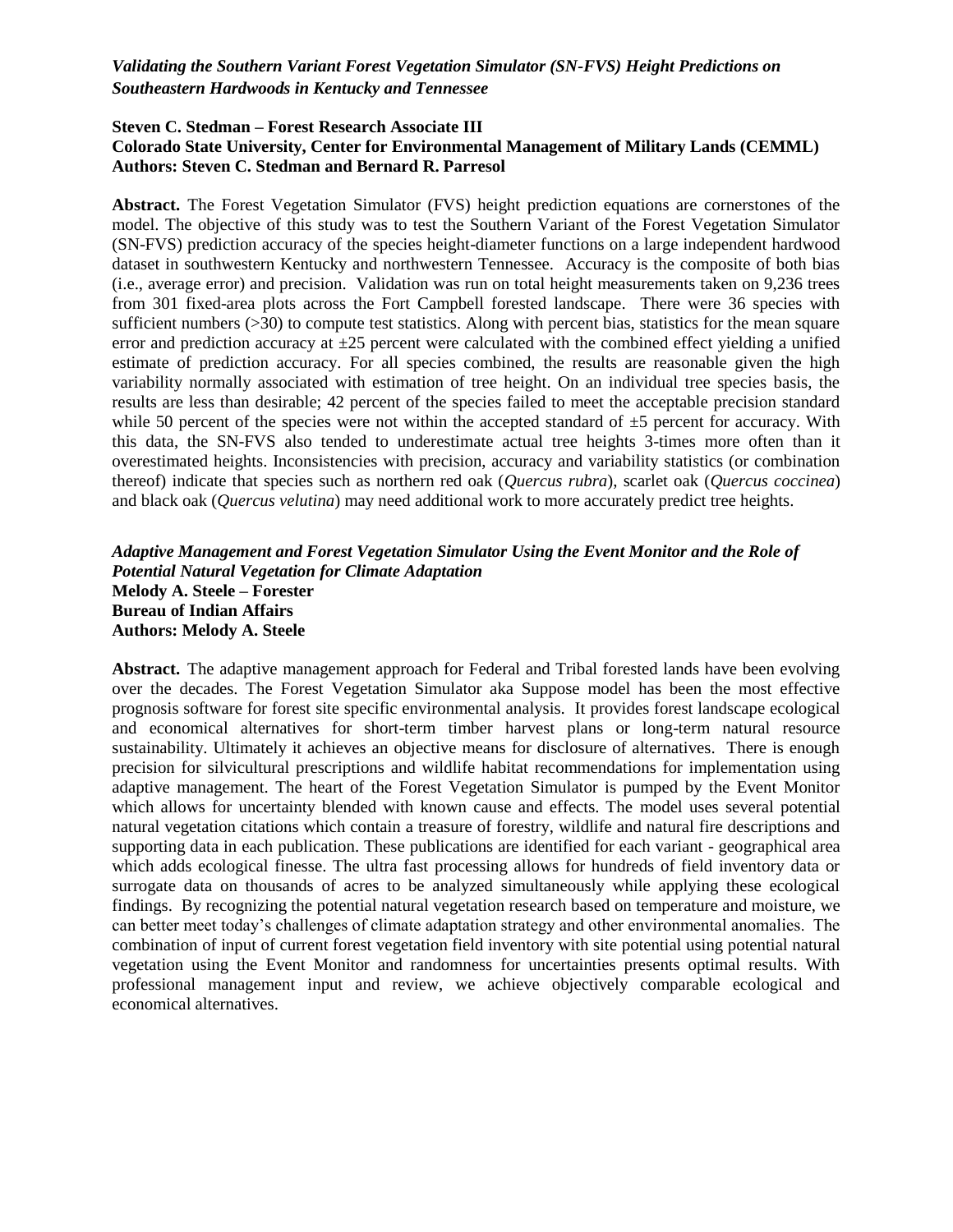***Validating the Southern Variant Forest Vegetation Simulator (SN-FVS) Height Predictions on Southeastern Hardwoods in Kentucky and Tennessee***

**Steven C. Stedman – Forest Research Associate III**
**Colorado State University, Center for Environmental Management of Military Lands (CEMML)**
**Authors: Steven C. Stedman and Bernard R. Parresol**

**Abstract.** The Forest Vegetation Simulator (FVS) height prediction equations are cornerstones of the model. The objective of this study was to test the Southern Variant of the Forest Vegetation Simulator (SN-FVS) prediction accuracy of the species height-diameter functions on a large independent hardwood dataset in southwestern Kentucky and northwestern Tennessee. Accuracy is the composite of both bias (i.e., average error) and precision. Validation was run on total height measurements taken on 9,236 trees from 301 fixed-area plots across the Fort Campbell forested landscape. There were 36 species with sufficient numbers (>30) to compute test statistics. Along with percent bias, statistics for the mean square error and prediction accuracy at ±25 percent were calculated with the combined effect yielding a unified estimate of prediction accuracy. For all species combined, the results are reasonable given the high variability normally associated with estimation of tree height. On an individual tree species basis, the results are less than desirable; 42 percent of the species failed to meet the acceptable precision standard while 50 percent of the species were not within the accepted standard of ±5 percent for accuracy. With this data, the SN-FVS also tended to underestimate actual tree heights 3-times more often than it overestimated heights. Inconsistencies with precision, accuracy and variability statistics (or combination thereof) indicate that species such as northern red oak (*Quercus rubra*), scarlet oak (*Quercus coccinea*) and black oak (*Quercus velutina*) may need additional work to more accurately predict tree heights.

***Adaptive Management and Forest Vegetation Simulator Using the Event Monitor and the Role of Potential Natural Vegetation for Climate Adaptation***
**Melody A. Steele – Forester**
**Bureau of Indian Affairs**
**Authors: Melody A. Steele**

**Abstract.** The adaptive management approach for Federal and Tribal forested lands have been evolving over the decades. The Forest Vegetation Simulator aka Suppose model has been the most effective prognosis software for forest site specific environmental analysis. It provides forest landscape ecological and economical alternatives for short-term timber harvest plans or long-term natural resource sustainability. Ultimately it achieves an objective means for disclosure of alternatives. There is enough precision for silvicultural prescriptions and wildlife habitat recommendations for implementation using adaptive management. The heart of the Forest Vegetation Simulator is pumped by the Event Monitor which allows for uncertainty blended with known cause and effects. The model uses several potential natural vegetation citations which contain a treasure of forestry, wildlife and natural fire descriptions and supporting data in each publication. These publications are identified for each variant - geographical area which adds ecological finesse. The ultra fast processing allows for hundreds of field inventory data or surrogate data on thousands of acres to be analyzed simultaneously while applying these ecological findings. By recognizing the potential natural vegetation research based on temperature and moisture, we can better meet today's challenges of climate adaptation strategy and other environmental anomalies. The combination of input of current forest vegetation field inventory with site potential using potential natural vegetation using the Event Monitor and randomness for uncertainties presents optimal results. With professional management input and review, we achieve objectively comparable ecological and economical alternatives.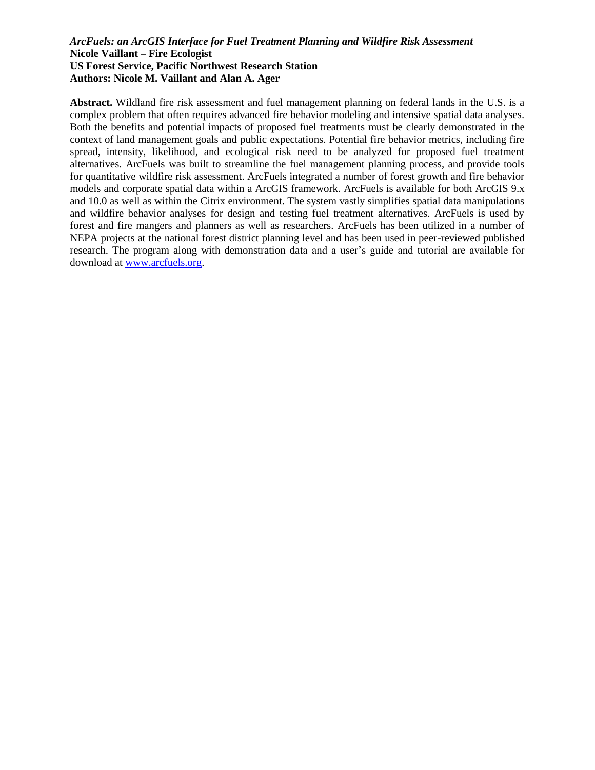*ArcFuels: an ArcGIS Interface for Fuel Treatment Planning and Wildfire Risk Assessment*
**Nicole Vaillant – Fire Ecologist**
**US Forest Service, Pacific Northwest Research Station**
**Authors: Nicole M. Vaillant and Alan A. Ager**

**Abstract.** Wildland fire risk assessment and fuel management planning on federal lands in the U.S. is a complex problem that often requires advanced fire behavior modeling and intensive spatial data analyses. Both the benefits and potential impacts of proposed fuel treatments must be clearly demonstrated in the context of land management goals and public expectations. Potential fire behavior metrics, including fire spread, intensity, likelihood, and ecological risk need to be analyzed for proposed fuel treatment alternatives. ArcFuels was built to streamline the fuel management planning process, and provide tools for quantitative wildfire risk assessment. ArcFuels integrated a number of forest growth and fire behavior models and corporate spatial data within a ArcGIS framework. ArcFuels is available for both ArcGIS 9.x and 10.0 as well as within the Citrix environment. The system vastly simplifies spatial data manipulations and wildfire behavior analyses for design and testing fuel treatment alternatives. ArcFuels is used by forest and fire mangers and planners as well as researchers. ArcFuels has been utilized in a number of NEPA projects at the national forest district planning level and has been used in peer-reviewed published research. The program along with demonstration data and a user's guide and tutorial are available for download at [www.arcfuels.org](http://www.arcfuels.org).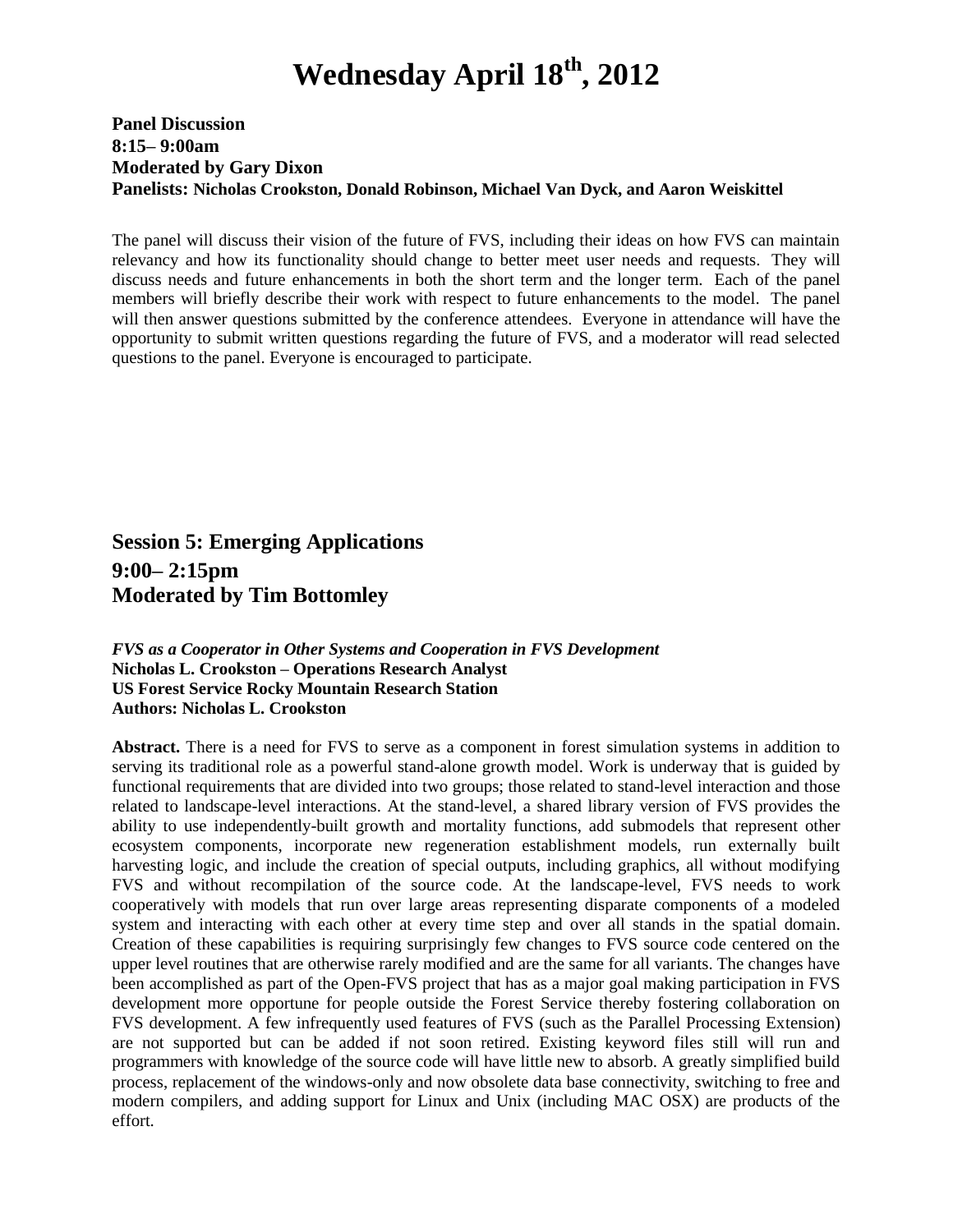# Wednesday April 18th, 2012

**Panel Discussion**
**8:15– 9:00am**
**Moderated by Gary Dixon**
**Panelists: Nicholas Crookston, Donald Robinson, Michael Van Dyck, and Aaron Weiskittel**

The panel will discuss their vision of the future of FVS, including their ideas on how FVS can maintain relevancy and how its functionality should change to better meet user needs and requests. They will discuss needs and future enhancements in both the short term and the longer term. Each of the panel members will briefly describe their work with respect to future enhancements to the model. The panel will then answer questions submitted by the conference attendees. Everyone in attendance will have the opportunity to submit written questions regarding the future of FVS, and a moderator will read selected questions to the panel. Everyone is encouraged to participate.

## Session 5: Emerging Applications
## 9:00– 2:15pm
## Moderated by Tim Bottomley

***FVS as a Cooperator in Other Systems and Cooperation in FVS Development***
**Nicholas L. Crookston – Operations Research Analyst**
**US Forest Service Rocky Mountain Research Station**
**Authors: Nicholas L. Crookston**

**Abstract.** There is a need for FVS to serve as a component in forest simulation systems in addition to serving its traditional role as a powerful stand-alone growth model. Work is underway that is guided by functional requirements that are divided into two groups; those related to stand-level interaction and those related to landscape-level interactions. At the stand-level, a shared library version of FVS provides the ability to use independently-built growth and mortality functions, add submodels that represent other ecosystem components, incorporate new regeneration establishment models, run externally built harvesting logic, and include the creation of special outputs, including graphics, all without modifying FVS and without recompilation of the source code. At the landscape-level, FVS needs to work cooperatively with models that run over large areas representing disparate components of a modeled system and interacting with each other at every time step and over all stands in the spatial domain. Creation of these capabilities is requiring surprisingly few changes to FVS source code centered on the upper level routines that are otherwise rarely modified and are the same for all variants. The changes have been accomplished as part of the Open-FVS project that has as a major goal making participation in FVS development more opportune for people outside the Forest Service thereby fostering collaboration on FVS development. A few infrequently used features of FVS (such as the Parallel Processing Extension) are not supported but can be added if not soon retired. Existing keyword files still will run and programmers with knowledge of the source code will have little new to absorb. A greatly simplified build process, replacement of the windows-only and now obsolete data base connectivity, switching to free and modern compilers, and adding support for Linux and Unix (including MAC OSX) are products of the effort.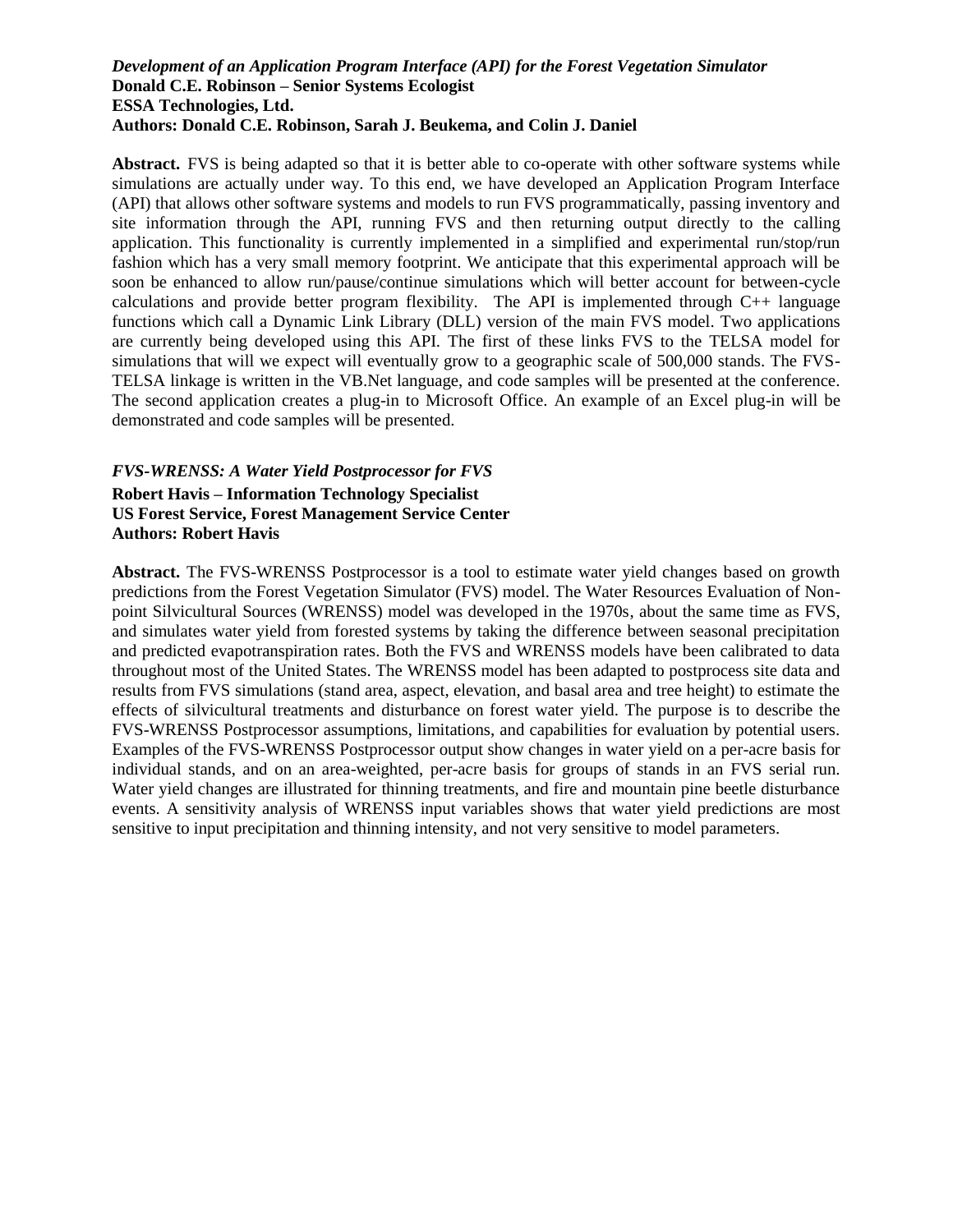***Development of an Application Program Interface (API) for the Forest Vegetation Simulator***
**Donald C.E. Robinson – Senior Systems Ecologist**
**ESSA Technologies, Ltd.**
**Authors: Donald C.E. Robinson, Sarah J. Beukema, and Colin J. Daniel**

**Abstract.** FVS is being adapted so that it is better able to co-operate with other software systems while simulations are actually under way. To this end, we have developed an Application Program Interface (API) that allows other software systems and models to run FVS programmatically, passing inventory and site information through the API, running FVS and then returning output directly to the calling application. This functionality is currently implemented in a simplified and experimental run/stop/run fashion which has a very small memory footprint. We anticipate that this experimental approach will be soon be enhanced to allow run/pause/continue simulations which will better account for between-cycle calculations and provide better program flexibility. The API is implemented through C++ language functions which call a Dynamic Link Library (DLL) version of the main FVS model. Two applications are currently being developed using this API. The first of these links FVS to the TELSA model for simulations that will we expect will eventually grow to a geographic scale of 500,000 stands. The FVS-TELSA linkage is written in the VB.Net language, and code samples will be presented at the conference. The second application creates a plug-in to Microsoft Office. An example of an Excel plug-in will be demonstrated and code samples will be presented.

***FVS-WRENSS: A Water Yield Postprocessor for FVS***
**Robert Havis – Information Technology Specialist**
**US Forest Service, Forest Management Service Center**
**Authors: Robert Havis**

**Abstract.** The FVS-WRENSS Postprocessor is a tool to estimate water yield changes based on growth predictions from the Forest Vegetation Simulator (FVS) model. The Water Resources Evaluation of Non-point Silvicultural Sources (WRENSS) model was developed in the 1970s, about the same time as FVS, and simulates water yield from forested systems by taking the difference between seasonal precipitation and predicted evapotranspiration rates. Both the FVS and WRENSS models have been calibrated to data throughout most of the United States. The WRENSS model has been adapted to postprocess site data and results from FVS simulations (stand area, aspect, elevation, and basal area and tree height) to estimate the effects of silvicultural treatments and disturbance on forest water yield. The purpose is to describe the FVS-WRENSS Postprocessor assumptions, limitations, and capabilities for evaluation by potential users. Examples of the FVS-WRENSS Postprocessor output show changes in water yield on a per-acre basis for individual stands, and on an area-weighted, per-acre basis for groups of stands in an FVS serial run. Water yield changes are illustrated for thinning treatments, and fire and mountain pine beetle disturbance events. A sensitivity analysis of WRENSS input variables shows that water yield predictions are most sensitive to input precipitation and thinning intensity, and not very sensitive to model parameters.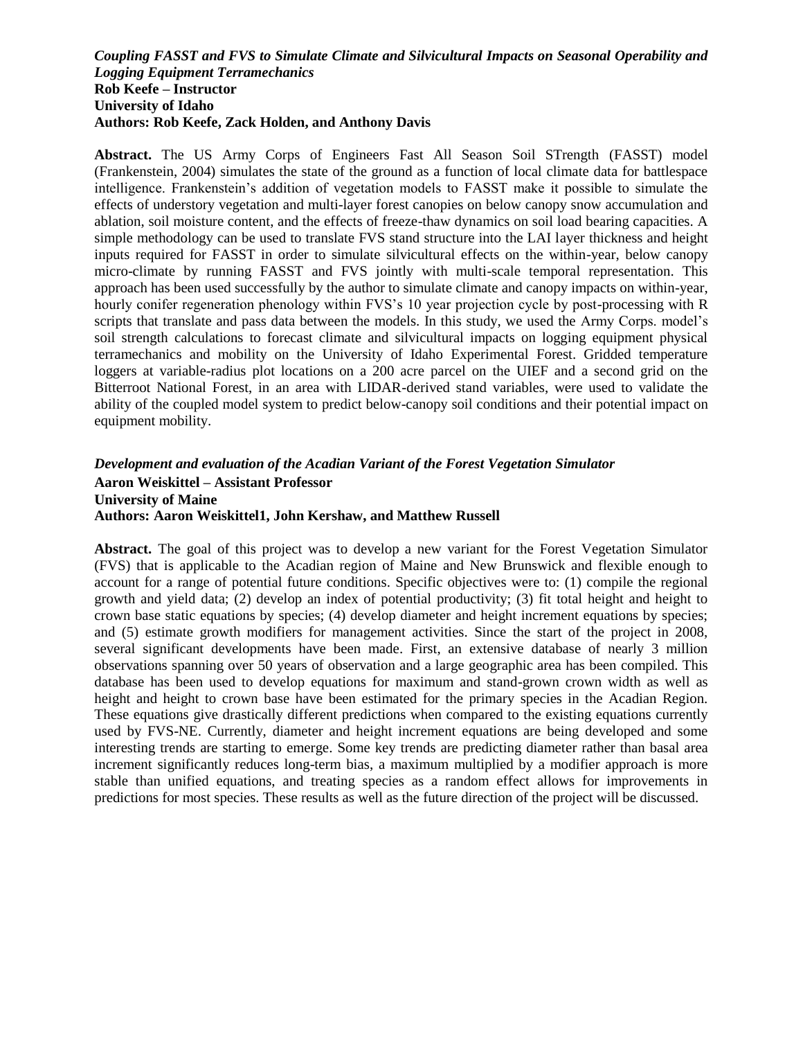***Coupling FASST and FVS to Simulate Climate and Silvicultural Impacts on Seasonal Operability and Logging Equipment Terramechanics***
**Rob Keefe – Instructor**
**University of Idaho**
**Authors: Rob Keefe, Zack Holden, and Anthony Davis**

**Abstract.** The US Army Corps of Engineers Fast All Season Soil STrength (FASST) model (Frankenstein, 2004) simulates the state of the ground as a function of local climate data for battlespace intelligence. Frankenstein's addition of vegetation models to FASST make it possible to simulate the effects of understory vegetation and multi-layer forest canopies on below canopy snow accumulation and ablation, soil moisture content, and the effects of freeze-thaw dynamics on soil load bearing capacities. A simple methodology can be used to translate FVS stand structure into the LAI layer thickness and height inputs required for FASST in order to simulate silvicultural effects on the within-year, below canopy micro-climate by running FASST and FVS jointly with multi-scale temporal representation. This approach has been used successfully by the author to simulate climate and canopy impacts on within-year, hourly conifer regeneration phenology within FVS's 10 year projection cycle by post-processing with R scripts that translate and pass data between the models. In this study, we used the Army Corps. model's soil strength calculations to forecast climate and silvicultural impacts on logging equipment physical terramechanics and mobility on the University of Idaho Experimental Forest. Gridded temperature loggers at variable-radius plot locations on a 200 acre parcel on the UIEF and a second grid on the Bitterroot National Forest, in an area with LIDAR-derived stand variables, were used to validate the ability of the coupled model system to predict below-canopy soil conditions and their potential impact on equipment mobility.

***Development and evaluation of the Acadian Variant of the Forest Vegetation Simulator***
**Aaron Weiskittel – Assistant Professor**
**University of Maine**
**Authors: Aaron Weiskittel1, John Kershaw, and Matthew Russell**

**Abstract.** The goal of this project was to develop a new variant for the Forest Vegetation Simulator (FVS) that is applicable to the Acadian region of Maine and New Brunswick and flexible enough to account for a range of potential future conditions. Specific objectives were to: (1) compile the regional growth and yield data; (2) develop an index of potential productivity; (3) fit total height and height to crown base static equations by species; (4) develop diameter and height increment equations by species; and (5) estimate growth modifiers for management activities. Since the start of the project in 2008, several significant developments have been made. First, an extensive database of nearly 3 million observations spanning over 50 years of observation and a large geographic area has been compiled. This database has been used to develop equations for maximum and stand-grown crown width as well as height and height to crown base have been estimated for the primary species in the Acadian Region. These equations give drastically different predictions when compared to the existing equations currently used by FVS-NE. Currently, diameter and height increment equations are being developed and some interesting trends are starting to emerge. Some key trends are predicting diameter rather than basal area increment significantly reduces long-term bias, a maximum multiplied by a modifier approach is more stable than unified equations, and treating species as a random effect allows for improvements in predictions for most species. These results as well as the future direction of the project will be discussed.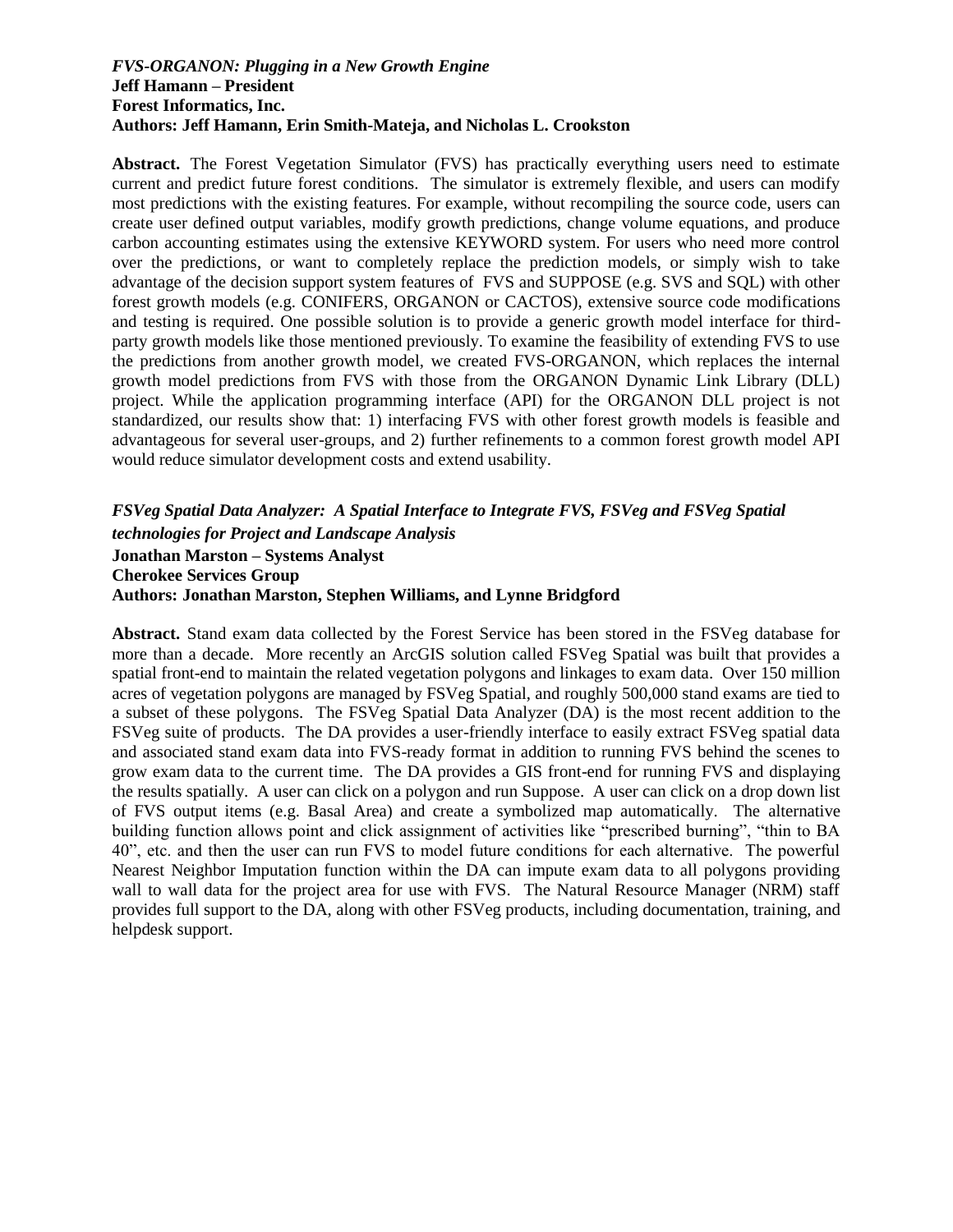***FVS-ORGANON: Plugging in a New Growth Engine***
**Jeff Hamann – President**
**Forest Informatics, Inc.**
**Authors: Jeff Hamann, Erin Smith-Mateja, and Nicholas L. Crookston**

**Abstract.** The Forest Vegetation Simulator (FVS) has practically everything users need to estimate current and predict future forest conditions. The simulator is extremely flexible, and users can modify most predictions with the existing features. For example, without recompiling the source code, users can create user defined output variables, modify growth predictions, change volume equations, and produce carbon accounting estimates using the extensive KEYWORD system. For users who need more control over the predictions, or want to completely replace the prediction models, or simply wish to take advantage of the decision support system features of FVS and SUPPOSE (e.g. SVS and SQL) with other forest growth models (e.g. CONIFERS, ORGANON or CACTOS), extensive source code modifications and testing is required. One possible solution is to provide a generic growth model interface for third-party growth models like those mentioned previously. To examine the feasibility of extending FVS to use the predictions from another growth model, we created FVS-ORGANON, which replaces the internal growth model predictions from FVS with those from the ORGANON Dynamic Link Library (DLL) project. While the application programming interface (API) for the ORGANON DLL project is not standardized, our results show that: 1) interfacing FVS with other forest growth models is feasible and advantageous for several user-groups, and 2) further refinements to a common forest growth model API would reduce simulator development costs and extend usability.

***FSVeg Spatial Data Analyzer: A Spatial Interface to Integrate FVS, FSVeg and FSVeg Spatial technologies for Project and Landscape Analysis***
**Jonathan Marston – Systems Analyst**
**Cherokee Services Group**
**Authors: Jonathan Marston, Stephen Williams, and Lynne Bridgford**

**Abstract.** Stand exam data collected by the Forest Service has been stored in the FSVeg database for more than a decade. More recently an ArcGIS solution called FSVeg Spatial was built that provides a spatial front-end to maintain the related vegetation polygons and linkages to exam data. Over 150 million acres of vegetation polygons are managed by FSVeg Spatial, and roughly 500,000 stand exams are tied to a subset of these polygons. The FSVeg Spatial Data Analyzer (DA) is the most recent addition to the FSVeg suite of products. The DA provides a user-friendly interface to easily extract FSVeg spatial data and associated stand exam data into FVS-ready format in addition to running FVS behind the scenes to grow exam data to the current time. The DA provides a GIS front-end for running FVS and displaying the results spatially. A user can click on a polygon and run Suppose. A user can click on a drop down list of FVS output items (e.g. Basal Area) and create a symbolized map automatically. The alternative building function allows point and click assignment of activities like "prescribed burning", "thin to BA 40", etc. and then the user can run FVS to model future conditions for each alternative. The powerful Nearest Neighbor Imputation function within the DA can impute exam data to all polygons providing wall to wall data for the project area for use with FVS. The Natural Resource Manager (NRM) staff provides full support to the DA, along with other FSVeg products, including documentation, training, and helpdesk support.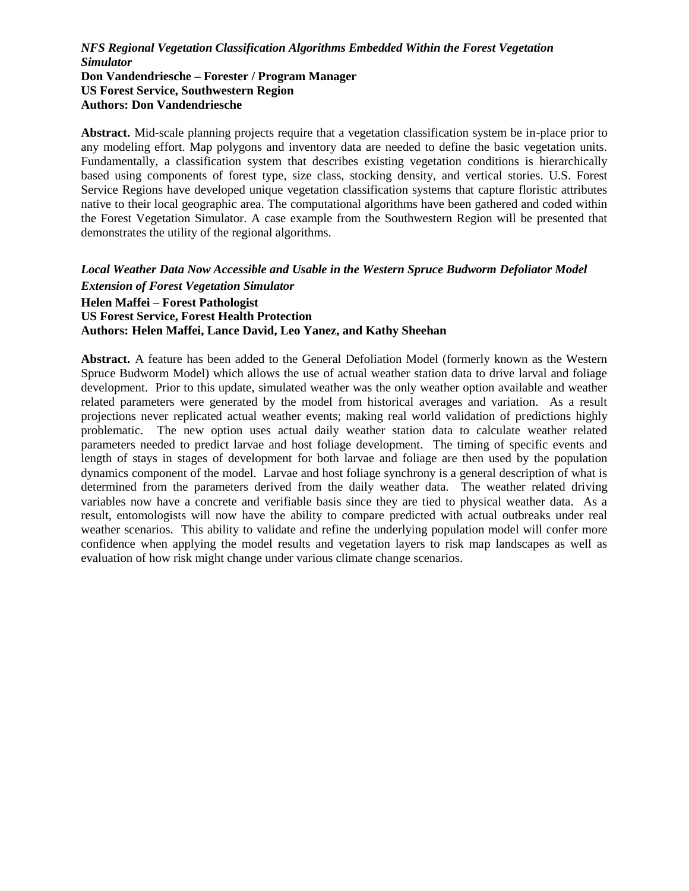*NFS Regional Vegetation Classification Algorithms Embedded Within the Forest Vegetation Simulator*
**Don Vandendriesche – Forester / Program Manager**
**US Forest Service, Southwestern Region**
**Authors: Don Vandendriesche**

**Abstract.** Mid-scale planning projects require that a vegetation classification system be in-place prior to any modeling effort. Map polygons and inventory data are needed to define the basic vegetation units. Fundamentally, a classification system that describes existing vegetation conditions is hierarchically based using components of forest type, size class, stocking density, and vertical stories. U.S. Forest Service Regions have developed unique vegetation classification systems that capture floristic attributes native to their local geographic area. The computational algorithms have been gathered and coded within the Forest Vegetation Simulator. A case example from the Southwestern Region will be presented that demonstrates the utility of the regional algorithms.

*Local Weather Data Now Accessible and Usable in the Western Spruce Budworm Defoliator Model Extension of Forest Vegetation Simulator*
**Helen Maffei – Forest Pathologist**
**US Forest Service, Forest Health Protection**
**Authors: Helen Maffei, Lance David, Leo Yanez, and Kathy Sheehan**

**Abstract.** A feature has been added to the General Defoliation Model (formerly known as the Western Spruce Budworm Model) which allows the use of actual weather station data to drive larval and foliage development. Prior to this update, simulated weather was the only weather option available and weather related parameters were generated by the model from historical averages and variation. As a result projections never replicated actual weather events; making real world validation of predictions highly problematic. The new option uses actual daily weather station data to calculate weather related parameters needed to predict larvae and host foliage development. The timing of specific events and length of stays in stages of development for both larvae and foliage are then used by the population dynamics component of the model. Larvae and host foliage synchrony is a general description of what is determined from the parameters derived from the daily weather data. The weather related driving variables now have a concrete and verifiable basis since they are tied to physical weather data. As a result, entomologists will now have the ability to compare predicted with actual outbreaks under real weather scenarios. This ability to validate and refine the underlying population model will confer more confidence when applying the model results and vegetation layers to risk map landscapes as well as evaluation of how risk might change under various climate change scenarios.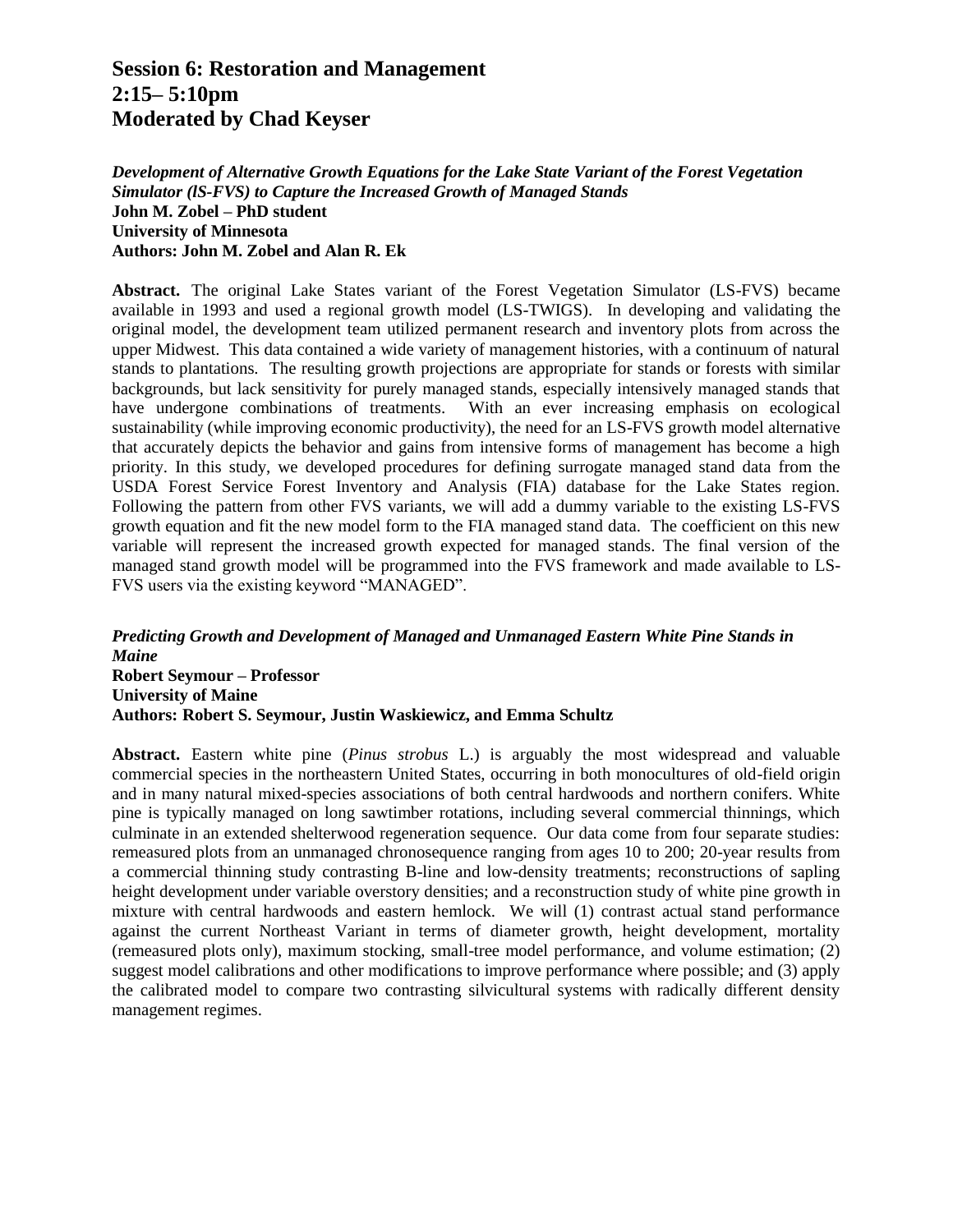## Session 6: Restoration and Management
## 2:15– 5:10pm
## Moderated by Chad Keyser

***Development of Alternative Growth Equations for the Lake State Variant of the Forest Vegetation Simulator (lS-FVS) to Capture the Increased Growth of Managed Stands***
**John M. Zobel – PhD student**
**University of Minnesota**
**Authors: John M. Zobel and Alan R. Ek**

**Abstract.** The original Lake States variant of the Forest Vegetation Simulator (LS-FVS) became available in 1993 and used a regional growth model (LS-TWIGS). In developing and validating the original model, the development team utilized permanent research and inventory plots from across the upper Midwest. This data contained a wide variety of management histories, with a continuum of natural stands to plantations. The resulting growth projections are appropriate for stands or forests with similar backgrounds, but lack sensitivity for purely managed stands, especially intensively managed stands that have undergone combinations of treatments. With an ever increasing emphasis on ecological sustainability (while improving economic productivity), the need for an LS-FVS growth model alternative that accurately depicts the behavior and gains from intensive forms of management has become a high priority. In this study, we developed procedures for defining surrogate managed stand data from the USDA Forest Service Forest Inventory and Analysis (FIA) database for the Lake States region. Following the pattern from other FVS variants, we will add a dummy variable to the existing LS-FVS growth equation and fit the new model form to the FIA managed stand data. The coefficient on this new variable will represent the increased growth expected for managed stands. The final version of the managed stand growth model will be programmed into the FVS framework and made available to LS-FVS users via the existing keyword "MANAGED".

***Predicting Growth and Development of Managed and Unmanaged Eastern White Pine Stands in Maine***
**Robert Seymour – Professor**
**University of Maine**
**Authors: Robert S. Seymour, Justin Waskiewicz, and Emma Schultz**

**Abstract.** Eastern white pine (*Pinus strobus* L.) is arguably the most widespread and valuable commercial species in the northeastern United States, occurring in both monocultures of old-field origin and in many natural mixed-species associations of both central hardwoods and northern conifers. White pine is typically managed on long sawtimber rotations, including several commercial thinnings, which culminate in an extended shelterwood regeneration sequence. Our data come from four separate studies: remeasured plots from an unmanaged chronosequence ranging from ages 10 to 200; 20-year results from a commercial thinning study contrasting B-line and low-density treatments; reconstructions of sapling height development under variable overstory densities; and a reconstruction study of white pine growth in mixture with central hardwoods and eastern hemlock. We will (1) contrast actual stand performance against the current Northeast Variant in terms of diameter growth, height development, mortality (remeasured plots only), maximum stocking, small-tree model performance, and volume estimation; (2) suggest model calibrations and other modifications to improve performance where possible; and (3) apply the calibrated model to compare two contrasting silvicultural systems with radically different density management regimes.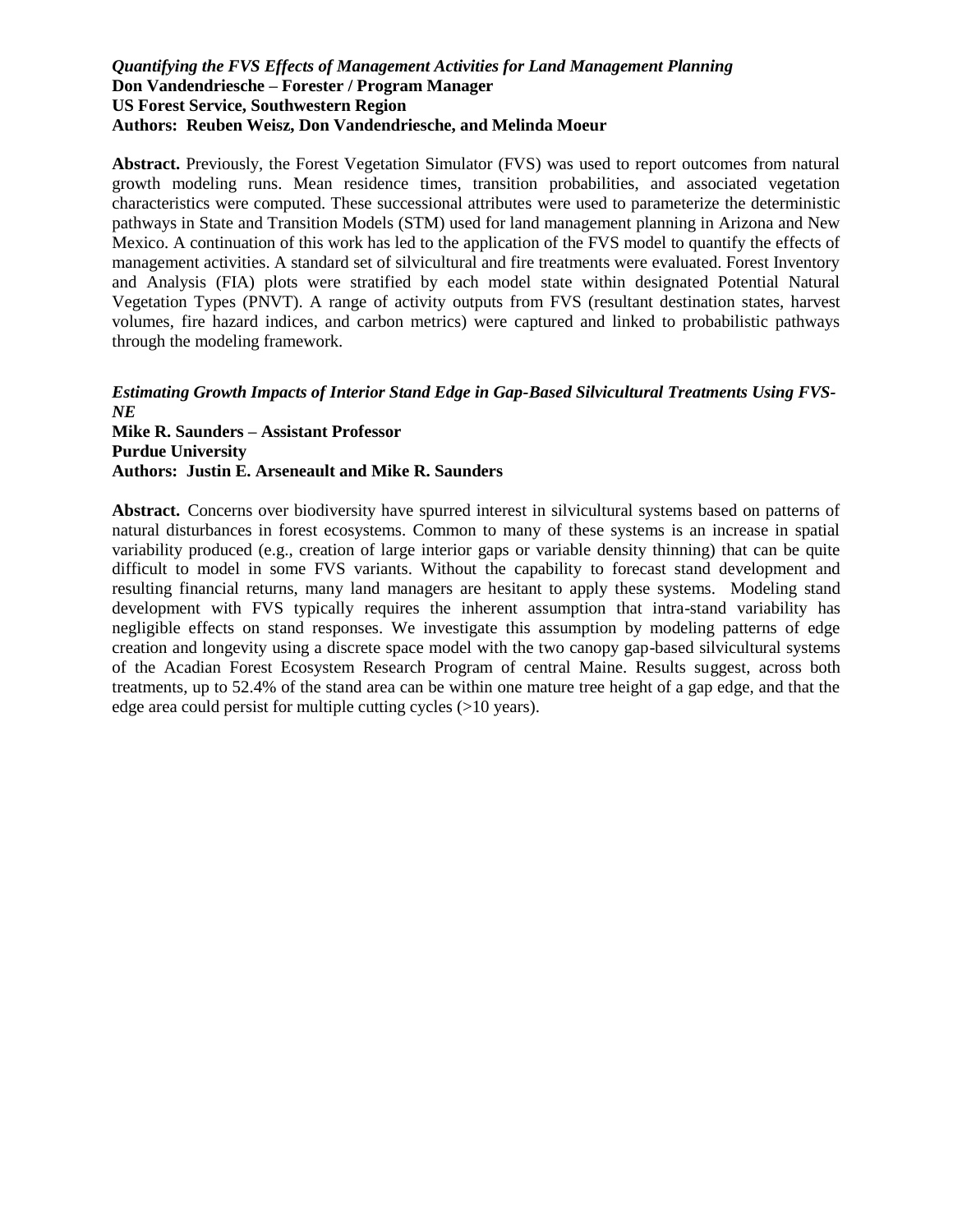***Quantifying the FVS Effects of Management Activities for Land Management Planning***
**Don Vandendriesche – Forester / Program Manager**
**US Forest Service, Southwestern Region**
**Authors: Reuben Weisz, Don Vandendriesche, and Melinda Moeur**

**Abstract.** Previously, the Forest Vegetation Simulator (FVS) was used to report outcomes from natural growth modeling runs. Mean residence times, transition probabilities, and associated vegetation characteristics were computed. These successional attributes were used to parameterize the deterministic pathways in State and Transition Models (STM) used for land management planning in Arizona and New Mexico. A continuation of this work has led to the application of the FVS model to quantify the effects of management activities. A standard set of silvicultural and fire treatments were evaluated. Forest Inventory and Analysis (FIA) plots were stratified by each model state within designated Potential Natural Vegetation Types (PNVT). A range of activity outputs from FVS (resultant destination states, harvest volumes, fire hazard indices, and carbon metrics) were captured and linked to probabilistic pathways through the modeling framework.

***Estimating Growth Impacts of Interior Stand Edge in Gap-Based Silvicultural Treatments Using FVS-NE***
**Mike R. Saunders – Assistant Professor**
**Purdue University**
**Authors: Justin E. Arseneault and Mike R. Saunders**

**Abstract.** Concerns over biodiversity have spurred interest in silvicultural systems based on patterns of natural disturbances in forest ecosystems. Common to many of these systems is an increase in spatial variability produced (e.g., creation of large interior gaps or variable density thinning) that can be quite difficult to model in some FVS variants. Without the capability to forecast stand development and resulting financial returns, many land managers are hesitant to apply these systems. Modeling stand development with FVS typically requires the inherent assumption that intra-stand variability has negligible effects on stand responses. We investigate this assumption by modeling patterns of edge creation and longevity using a discrete space model with the two canopy gap-based silvicultural systems of the Acadian Forest Ecosystem Research Program of central Maine. Results suggest, across both treatments, up to 52.4% of the stand area can be within one mature tree height of a gap edge, and that the edge area could persist for multiple cutting cycles (>10 years).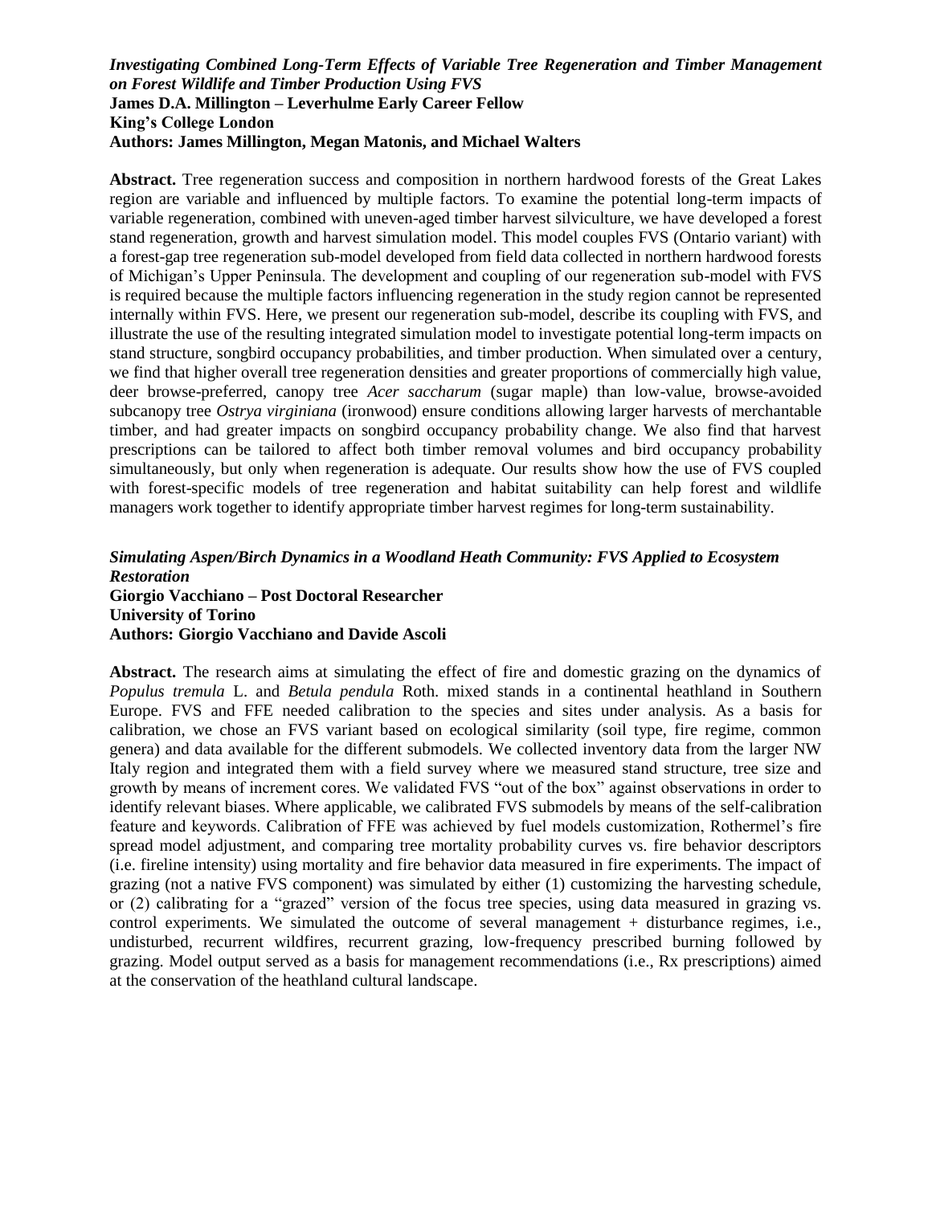***Investigating Combined Long-Term Effects of Variable Tree Regeneration and Timber Management on Forest Wildlife and Timber Production Using FVS***
**James D.A. Millington – Leverhulme Early Career Fellow**
**King's College London**
**Authors: James Millington, Megan Matonis, and Michael Walters**

**Abstract.** Tree regeneration success and composition in northern hardwood forests of the Great Lakes region are variable and influenced by multiple factors. To examine the potential long-term impacts of variable regeneration, combined with uneven-aged timber harvest silviculture, we have developed a forest stand regeneration, growth and harvest simulation model. This model couples FVS (Ontario variant) with a forest-gap tree regeneration sub-model developed from field data collected in northern hardwood forests of Michigan's Upper Peninsula. The development and coupling of our regeneration sub-model with FVS is required because the multiple factors influencing regeneration in the study region cannot be represented internally within FVS. Here, we present our regeneration sub-model, describe its coupling with FVS, and illustrate the use of the resulting integrated simulation model to investigate potential long-term impacts on stand structure, songbird occupancy probabilities, and timber production. When simulated over a century, we find that higher overall tree regeneration densities and greater proportions of commercially high value, deer browse-preferred, canopy tree *Acer saccharum* (sugar maple) than low-value, browse-avoided subcanopy tree *Ostrya virginiana* (ironwood) ensure conditions allowing larger harvests of merchantable timber, and had greater impacts on songbird occupancy probability change. We also find that harvest prescriptions can be tailored to affect both timber removal volumes and bird occupancy probability simultaneously, but only when regeneration is adequate. Our results show how the use of FVS coupled with forest-specific models of tree regeneration and habitat suitability can help forest and wildlife managers work together to identify appropriate timber harvest regimes for long-term sustainability.

***Simulating Aspen/Birch Dynamics in a Woodland Heath Community: FVS Applied to Ecosystem Restoration***
**Giorgio Vacchiano – Post Doctoral Researcher**
**University of Torino**
**Authors: Giorgio Vacchiano and Davide Ascoli**

**Abstract.** The research aims at simulating the effect of fire and domestic grazing on the dynamics of *Populus tremula* L. and *Betula pendula* Roth. mixed stands in a continental heathland in Southern Europe. FVS and FFE needed calibration to the species and sites under analysis. As a basis for calibration, we chose an FVS variant based on ecological similarity (soil type, fire regime, common genera) and data available for the different submodels. We collected inventory data from the larger NW Italy region and integrated them with a field survey where we measured stand structure, tree size and growth by means of increment cores. We validated FVS "out of the box" against observations in order to identify relevant biases. Where applicable, we calibrated FVS submodels by means of the self-calibration feature and keywords. Calibration of FFE was achieved by fuel models customization, Rothermel's fire spread model adjustment, and comparing tree mortality probability curves vs. fire behavior descriptors (i.e. fireline intensity) using mortality and fire behavior data measured in fire experiments. The impact of grazing (not a native FVS component) was simulated by either (1) customizing the harvesting schedule, or (2) calibrating for a "grazed" version of the focus tree species, using data measured in grazing vs. control experiments. We simulated the outcome of several management + disturbance regimes, i.e., undisturbed, recurrent wildfires, recurrent grazing, low-frequency prescribed burning followed by grazing. Model output served as a basis for management recommendations (i.e., Rx prescriptions) aimed at the conservation of the heathland cultural landscape.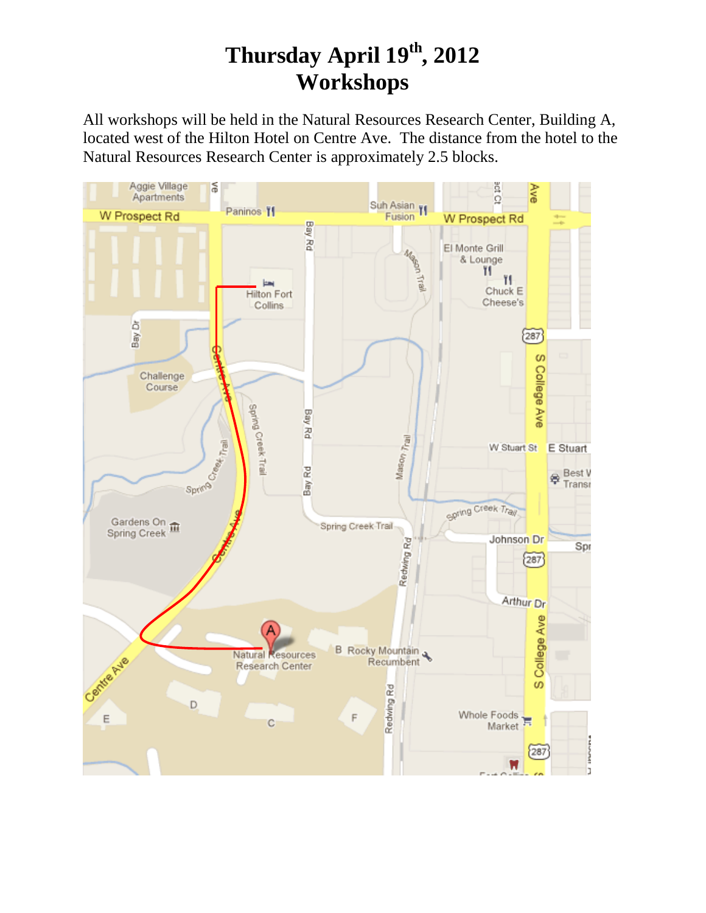# Thursday April 19th, 2012
# Workshops

All workshops will be held in the Natural Resources Research Center, Building A, located west of the Hilton Hotel on Centre Ave. The distance from the hotel to the Natural Resources Research Center is approximately 2.5 blocks.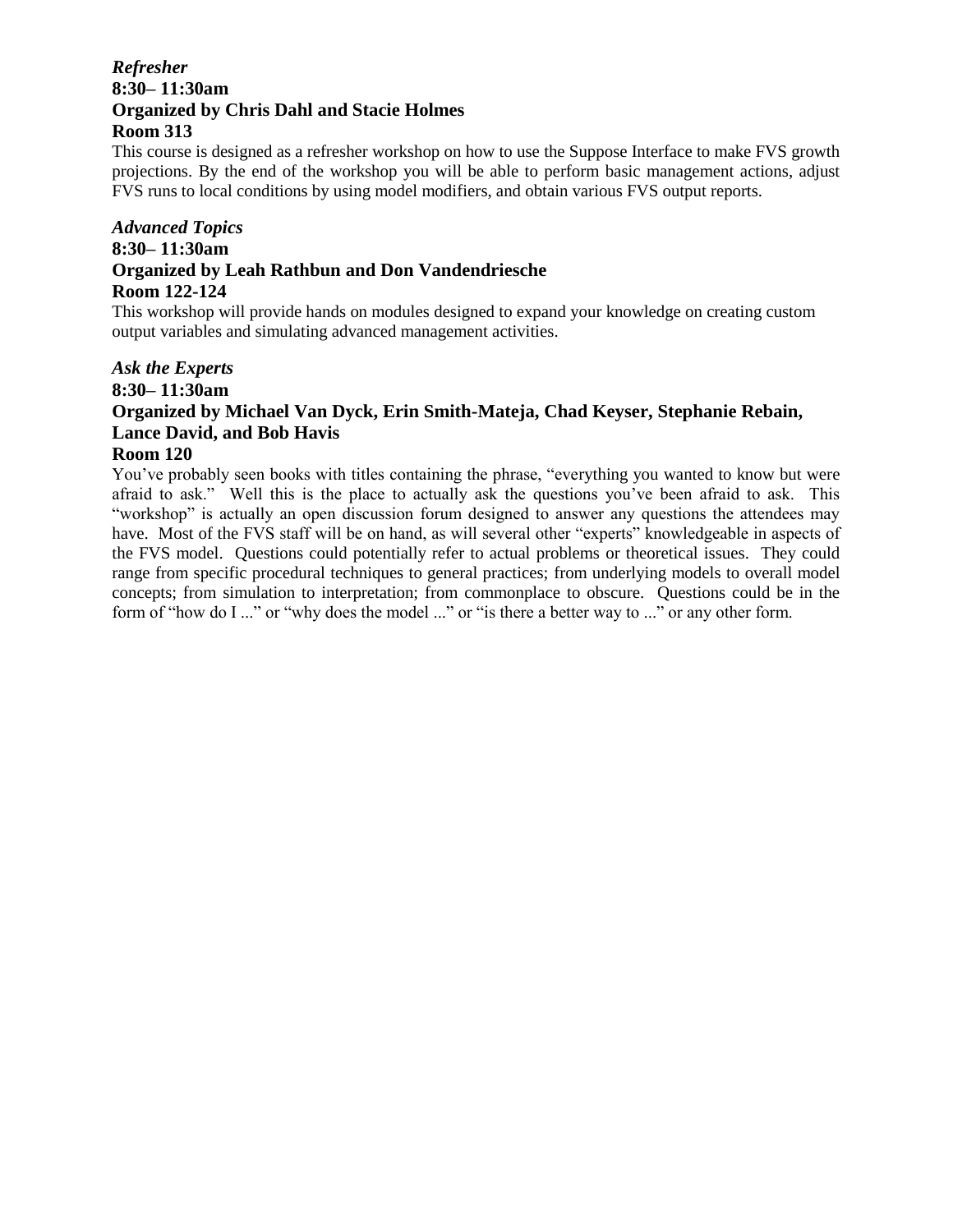***Refresher***
**8:30– 11:30am**
**Organized by Chris Dahl and Stacie Holmes**
**Room 313**

This course is designed as a refresher workshop on how to use the Suppose Interface to make FVS growth projections. By the end of the workshop you will be able to perform basic management actions, adjust FVS runs to local conditions by using model modifiers, and obtain various FVS output reports.

***Advanced Topics***
**8:30– 11:30am**
**Organized by Leah Rathbun and Don Vandendriesche**
**Room 122-124**

This workshop will provide hands on modules designed to expand your knowledge on creating custom output variables and simulating advanced management activities.

***Ask the Experts***
**8:30– 11:30am**
**Organized by Michael Van Dyck, Erin Smith-Mateja, Chad Keyser, Stephanie Rebain, Lance David, and Bob Havis**
**Room 120**

You've probably seen books with titles containing the phrase, "everything you wanted to know but were afraid to ask." Well this is the place to actually ask the questions you've been afraid to ask. This "workshop" is actually an open discussion forum designed to answer any questions the attendees may have. Most of the FVS staff will be on hand, as will several other "experts" knowledgeable in aspects of the FVS model. Questions could potentially refer to actual problems or theoretical issues. They could range from specific procedural techniques to general practices; from underlying models to overall model concepts; from simulation to interpretation; from commonplace to obscure. Questions could be in the form of "how do I ..." or "why does the model ..." or "is there a better way to ..." or any other form.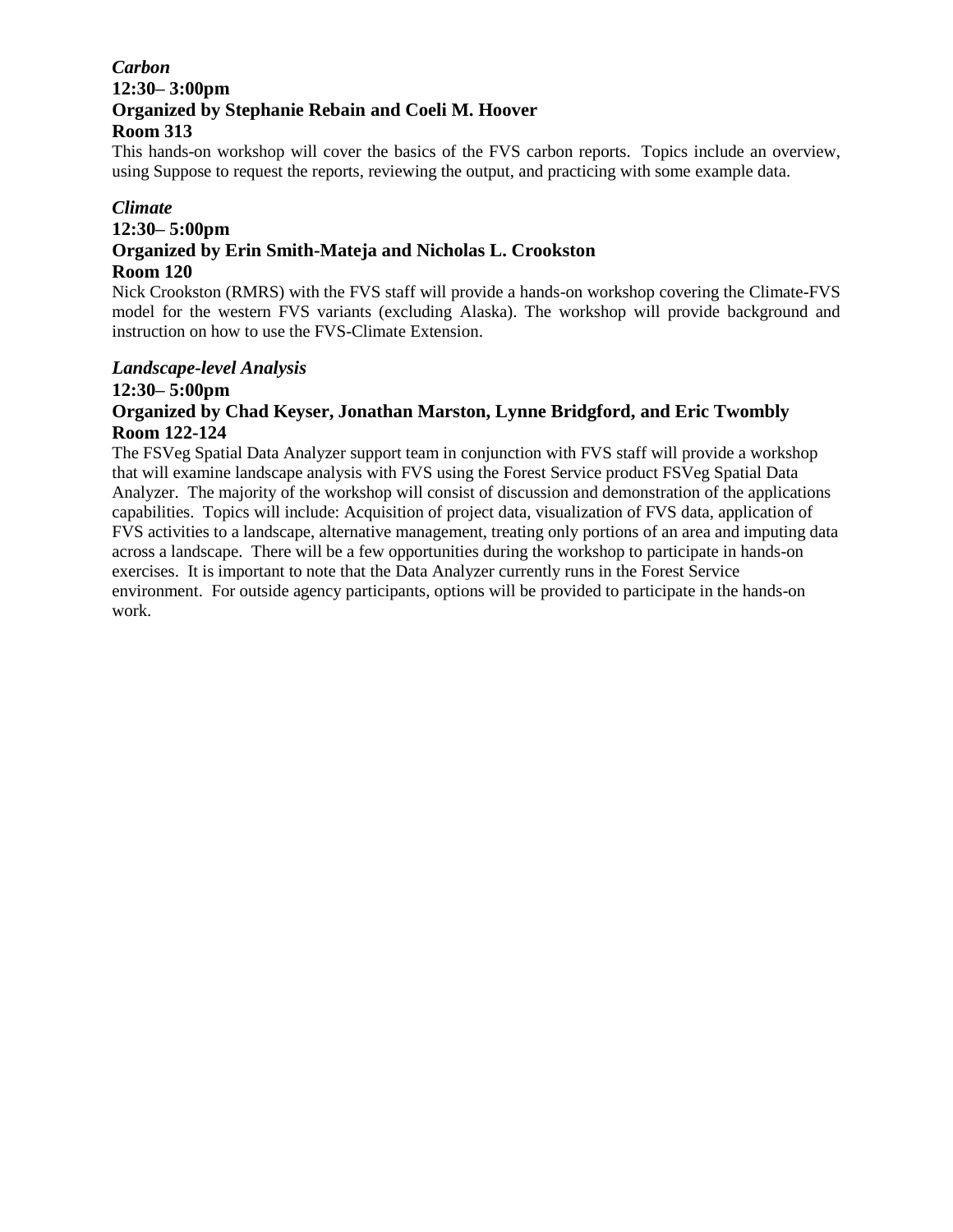***Carbon***

**12:30– 3:00pm**

**Organized by Stephanie Rebain and Coeli M. Hoover**

**Room 313**

This hands-on workshop will cover the basics of the FVS carbon reports. Topics include an overview, using Suppose to request the reports, reviewing the output, and practicing with some example data.

***Climate***

**12:30– 5:00pm**

**Organized by Erin Smith-Mateja and Nicholas L. Crookston**

**Room 120**

Nick Crookston (RMRS) with the FVS staff will provide a hands-on workshop covering the Climate-FVS model for the western FVS variants (excluding Alaska). The workshop will provide background and instruction on how to use the FVS-Climate Extension.

***Landscape-level Analysis***

**12:30– 5:00pm**

**Organized by Chad Keyser, Jonathan Marston, Lynne Bridgford, and Eric Twombly**

**Room 122-124**

The FSVeg Spatial Data Analyzer support team in conjunction with FVS staff will provide a workshop that will examine landscape analysis with FVS using the Forest Service product FSVeg Spatial Data Analyzer. The majority of the workshop will consist of discussion and demonstration of the applications capabilities. Topics will include: Acquisition of project data, visualization of FVS data, application of FVS activities to a landscape, alternative management, treating only portions of an area and imputing data across a landscape. There will be a few opportunities during the workshop to participate in hands-on exercises. It is important to note that the Data Analyzer currently runs in the Forest Service environment. For outside agency participants, options will be provided to participate in the hands-on work.